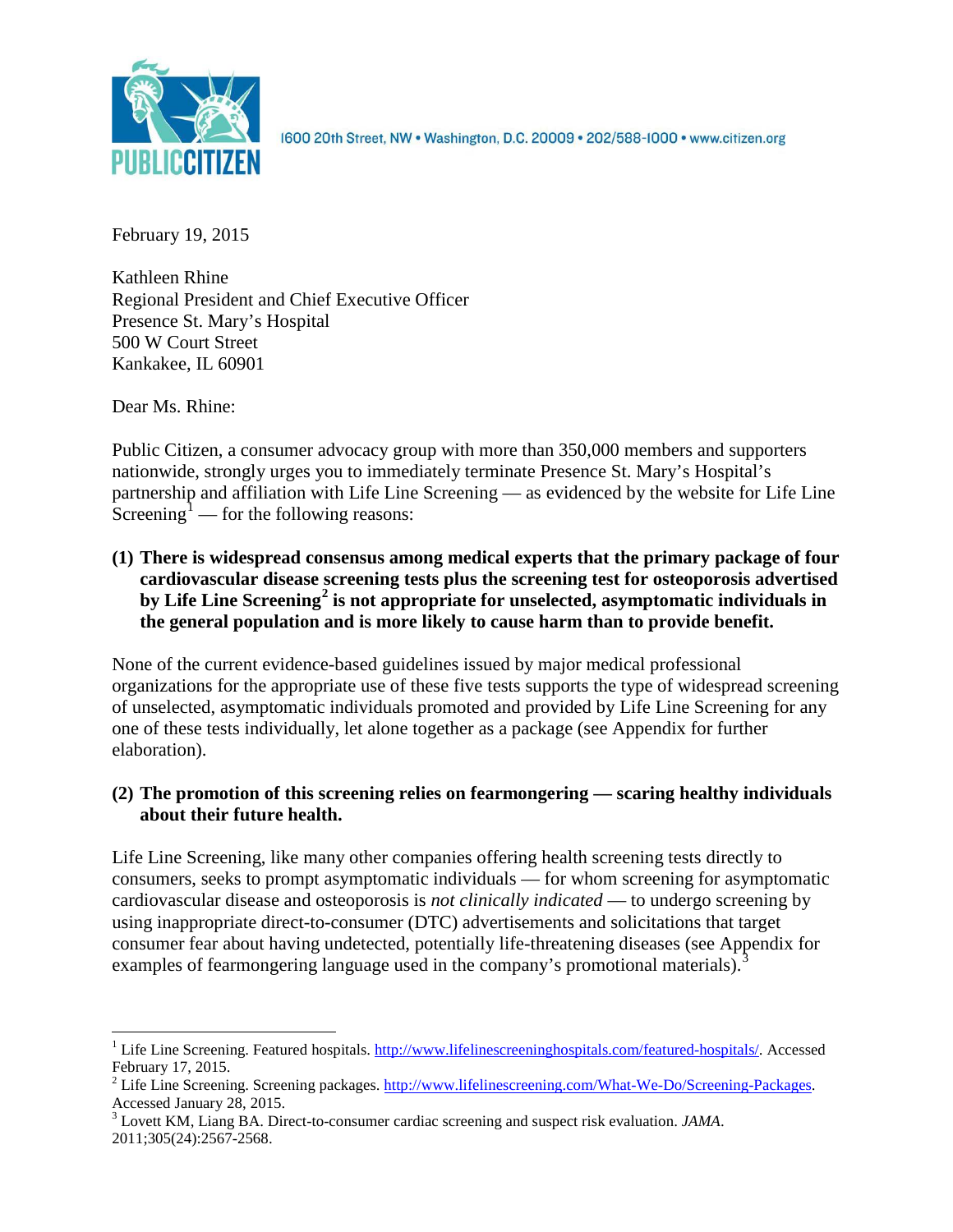PUBLIC CITIZEN

1600 20th Street, NW • Washington, D.C. 20009 • 202/588-1000 • www.citizen.org

February 19, 2015

Kathleen Rhine
Regional President and Chief Executive Officer
Presence St. Mary's Hospital
500 W Court Street
Kankakee, IL 60901

Dear Ms. Rhine:

Public Citizen, a consumer advocacy group with more than 350,000 members and supporters nationwide, strongly urges you to immediately terminate Presence St. Mary's Hospital's partnership and affiliation with Life Line Screening — as evidenced by the website for Life Line Screening[1] — for the following reasons:

**(1) There is widespread consensus among medical experts that the primary package of four cardiovascular disease screening tests plus the screening test for osteoporosis advertised by Life Line Screening[2] is not appropriate for unselected, asymptomatic individuals in the general population and is more likely to cause harm than to provide benefit.**

None of the current evidence-based guidelines issued by major medical professional organizations for the appropriate use of these five tests supports the type of widespread screening of unselected, asymptomatic individuals promoted and provided by Life Line Screening for any one of these tests individually, let alone together as a package (see Appendix for further elaboration).

**(2) The promotion of this screening relies on fearmongering — scaring healthy individuals about their future health.**

Life Line Screening, like many other companies offering health screening tests directly to consumers, seeks to prompt asymptomatic individuals — for whom screening for asymptomatic cardiovascular disease and osteoporosis is *not clinically indicated* — to undergo screening by using inappropriate direct-to-consumer (DTC) advertisements and solicitations that target consumer fear about having undetected, potentially life-threatening diseases (see Appendix for examples of fearmongering language used in the company's promotional materials).[3]

---

[1] Life Line Screening. Featured hospitals. http://www.lifelinescreeninghospitals.com/featured-hospitals/. Accessed February 17, 2015.

[2] Life Line Screening. Screening packages. http://www.lifelinescreening.com/What-We-Do/Screening-Packages. Accessed January 28, 2015.

[3] Lovett KM, Liang BA. Direct-to-consumer cardiac screening and suspect risk evaluation. *JAMA*. 2011;305(24):2567-2568.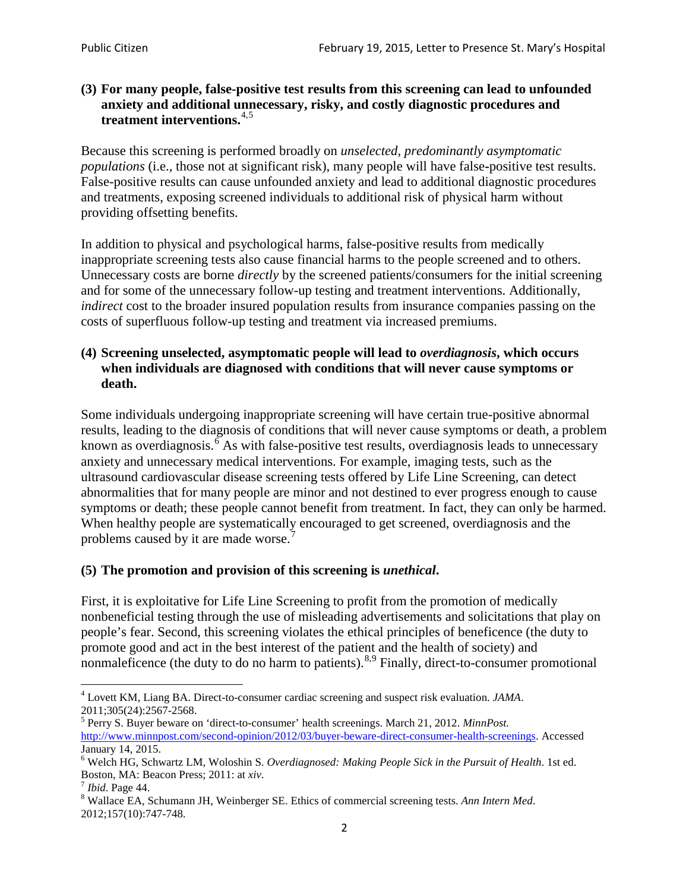**(3) For many people, false-positive test results from this screening can lead to unfounded anxiety and additional unnecessary, risky, and costly diagnostic procedures and treatment interventions.**[4,5]

Because this screening is performed broadly on *unselected, predominantly asymptomatic populations* (i.e., those not at significant risk), many people will have false-positive test results. False-positive results can cause unfounded anxiety and lead to additional diagnostic procedures and treatments, exposing screened individuals to additional risk of physical harm without providing offsetting benefits.

In addition to physical and psychological harms, false-positive results from medically inappropriate screening tests also cause financial harms to the people screened and to others. Unnecessary costs are borne *directly* by the screened patients/consumers for the initial screening and for some of the unnecessary follow-up testing and treatment interventions. Additionally, *indirect* cost to the broader insured population results from insurance companies passing on the costs of superfluous follow-up testing and treatment via increased premiums.

**(4) Screening unselected, asymptomatic people will lead to *overdiagnosis*, which occurs when individuals are diagnosed with conditions that will never cause symptoms or death.**

Some individuals undergoing inappropriate screening will have certain true-positive abnormal results, leading to the diagnosis of conditions that will never cause symptoms or death, a problem known as overdiagnosis.[6] As with false-positive test results, overdiagnosis leads to unnecessary anxiety and unnecessary medical interventions. For example, imaging tests, such as the ultrasound cardiovascular disease screening tests offered by Life Line Screening, can detect abnormalities that for many people are minor and not destined to ever progress enough to cause symptoms or death; these people cannot benefit from treatment. In fact, they can only be harmed. When healthy people are systematically encouraged to get screened, overdiagnosis and the problems caused by it are made worse.[7]

**(5) The promotion and provision of this screening is *unethical*.**

First, it is exploitative for Life Line Screening to profit from the promotion of medically nonbeneficial testing through the use of misleading advertisements and solicitations that play on people's fear. Second, this screening violates the ethical principles of beneficence (the duty to promote good and act in the best interest of the patient and the health of society) and nonmaleficence (the duty to do no harm to patients).[8,9] Finally, direct-to-consumer promotional

---

[4] Lovett KM, Liang BA. Direct-to-consumer cardiac screening and suspect risk evaluation. *JAMA*. 2011;305(24):2567-2568.

[5] Perry S. Buyer beware on 'direct-to-consumer' health screenings. March 21, 2012. *MinnPost.* http://www.minnpost.com/second-opinion/2012/03/buyer-beware-direct-consumer-health-screenings. Accessed January 14, 2015.

[6] Welch HG, Schwartz LM, Woloshin S. *Overdiagnosed: Making People Sick in the Pursuit of Health*. 1st ed. Boston, MA: Beacon Press; 2011: at *xiv*.

[7] *Ibid*. Page 44.

[8] Wallace EA, Schumann JH, Weinberger SE. Ethics of commercial screening tests. *Ann Intern Med*. 2012;157(10):747-748.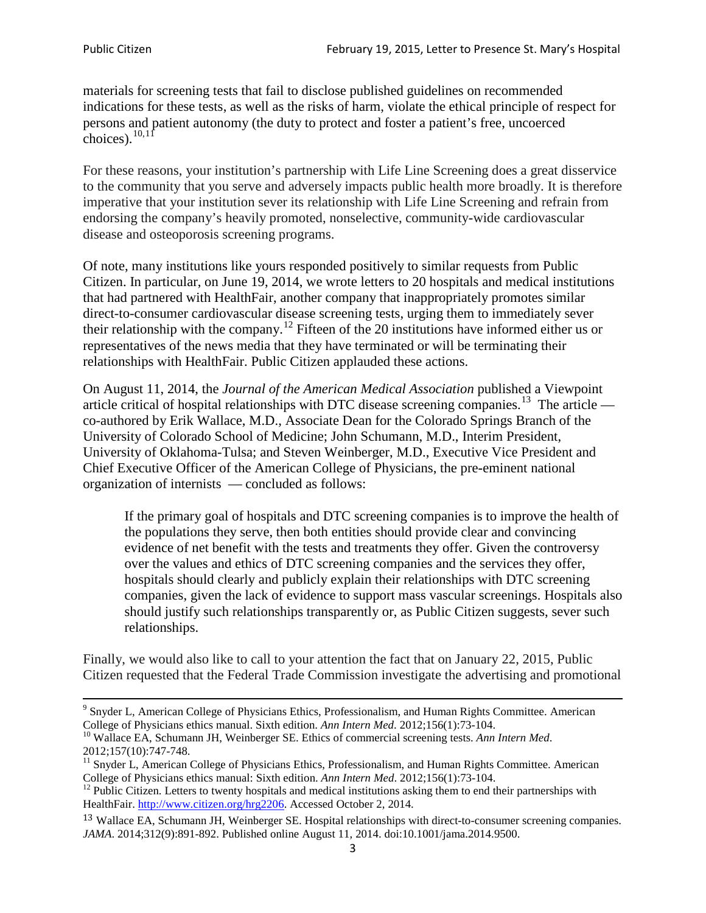materials for screening tests that fail to disclose published guidelines on recommended indications for these tests, as well as the risks of harm, violate the ethical principle of respect for persons and patient autonomy (the duty to protect and foster a patient's free, uncoerced choices).[10,11]

For these reasons, your institution's partnership with Life Line Screening does a great disservice to the community that you serve and adversely impacts public health more broadly. It is therefore imperative that your institution sever its relationship with Life Line Screening and refrain from endorsing the company's heavily promoted, nonselective, community-wide cardiovascular disease and osteoporosis screening programs.

Of note, many institutions like yours responded positively to similar requests from Public Citizen. In particular, on June 19, 2014, we wrote letters to 20 hospitals and medical institutions that had partnered with HealthFair, another company that inappropriately promotes similar direct-to-consumer cardiovascular disease screening tests, urging them to immediately sever their relationship with the company.[12] Fifteen of the 20 institutions have informed either us or representatives of the news media that they have terminated or will be terminating their relationships with HealthFair. Public Citizen applauded these actions.

On August 11, 2014, the *Journal of the American Medical Association* published a Viewpoint article critical of hospital relationships with DTC disease screening companies.[13] The article — co-authored by Erik Wallace, M.D., Associate Dean for the Colorado Springs Branch of the University of Colorado School of Medicine; John Schumann, M.D., Interim President, University of Oklahoma-Tulsa; and Steven Weinberger, M.D., Executive Vice President and Chief Executive Officer of the American College of Physicians, the pre-eminent national organization of internists — concluded as follows:

> If the primary goal of hospitals and DTC screening companies is to improve the health of the populations they serve, then both entities should provide clear and convincing evidence of net benefit with the tests and treatments they offer. Given the controversy over the values and ethics of DTC screening companies and the services they offer, hospitals should clearly and publicly explain their relationships with DTC screening companies, given the lack of evidence to support mass vascular screenings. Hospitals also should justify such relationships transparently or, as Public Citizen suggests, sever such relationships.

Finally, we would also like to call to your attention the fact that on January 22, 2015, Public Citizen requested that the Federal Trade Commission investigate the advertising and promotional

---

[9] Snyder L, American College of Physicians Ethics, Professionalism, and Human Rights Committee. American College of Physicians ethics manual. Sixth edition. *Ann Intern Med*. 2012;156(1):73-104.

[10] Wallace EA, Schumann JH, Weinberger SE. Ethics of commercial screening tests. *Ann Intern Med*. 2012;157(10):747-748.

[11] Snyder L, American College of Physicians Ethics, Professionalism, and Human Rights Committee. American College of Physicians ethics manual: Sixth edition. *Ann Intern Med*. 2012;156(1):73-104.

[12] Public Citizen. Letters to twenty hospitals and medical institutions asking them to end their partnerships with HealthFair. http://www.citizen.org/hrg2206. Accessed October 2, 2014.

[13] Wallace EA, Schumann JH, Weinberger SE. Hospital relationships with direct-to-consumer screening companies. *JAMA*. 2014;312(9):891-892. Published online August 11, 2014. doi:10.1001/jama.2014.9500.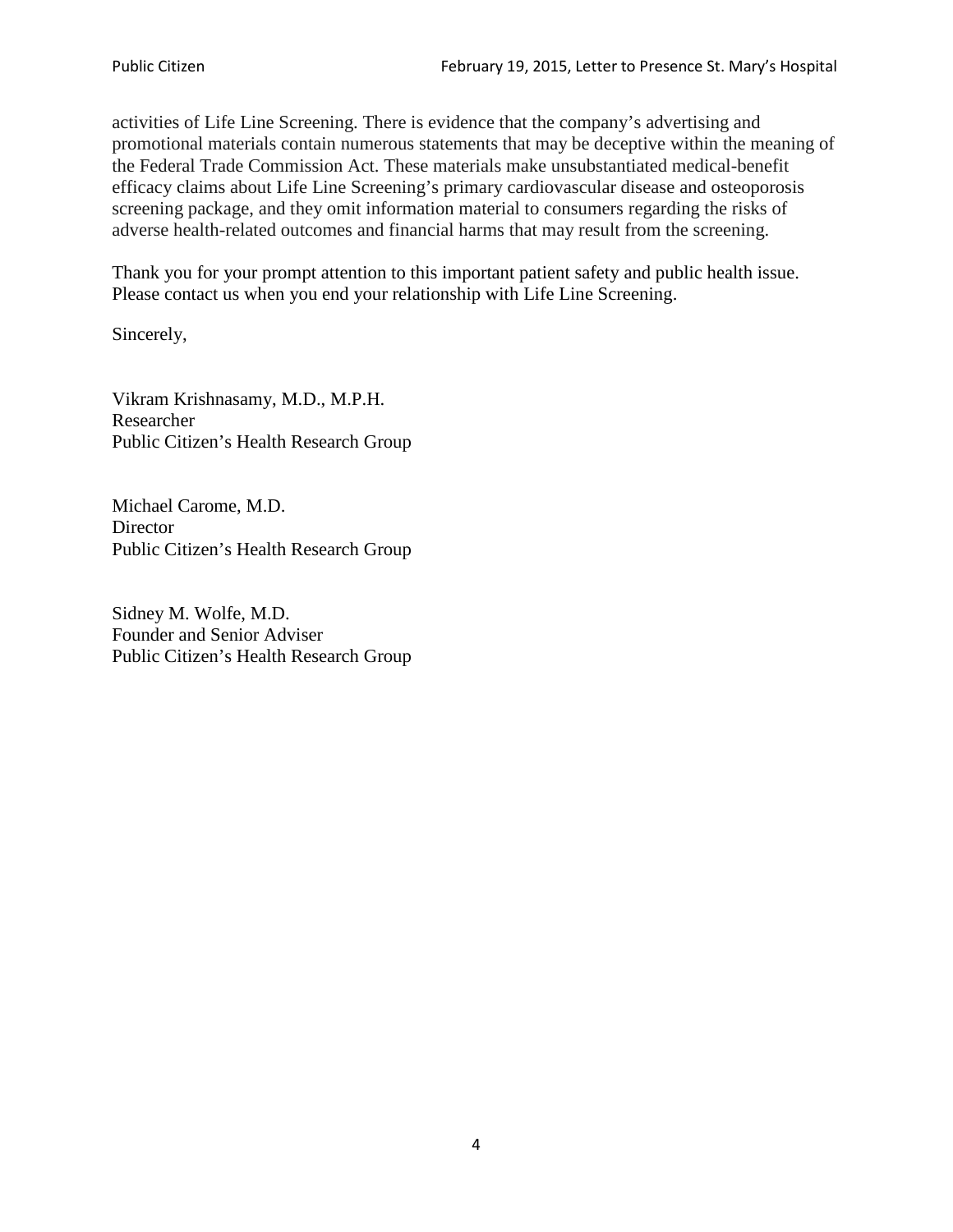activities of Life Line Screening. There is evidence that the company's advertising and promotional materials contain numerous statements that may be deceptive within the meaning of the Federal Trade Commission Act. These materials make unsubstantiated medical-benefit efficacy claims about Life Line Screening's primary cardiovascular disease and osteoporosis screening package, and they omit information material to consumers regarding the risks of adverse health-related outcomes and financial harms that may result from the screening.

Thank you for your prompt attention to this important patient safety and public health issue. Please contact us when you end your relationship with Life Line Screening.

Sincerely,

Vikram Krishnasamy, M.D., M.P.H.
Researcher
Public Citizen's Health Research Group

Michael Carome, M.D.
Director
Public Citizen's Health Research Group

Sidney M. Wolfe, M.D.
Founder and Senior Adviser
Public Citizen's Health Research Group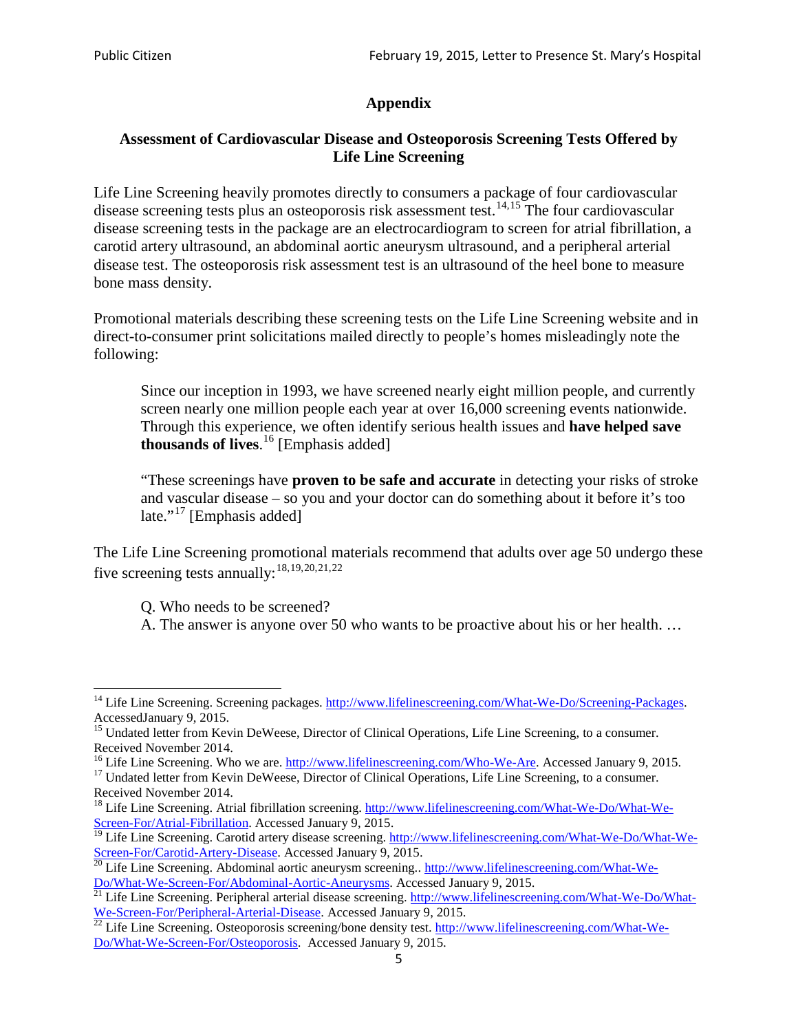## Appendix

### Assessment of Cardiovascular Disease and Osteoporosis Screening Tests Offered by Life Line Screening

Life Line Screening heavily promotes directly to consumers a package of four cardiovascular disease screening tests plus an osteoporosis risk assessment test.[14,15] The four cardiovascular disease screening tests in the package are an electrocardiogram to screen for atrial fibrillation, a carotid artery ultrasound, an abdominal aortic aneurysm ultrasound, and a peripheral arterial disease test. The osteoporosis risk assessment test is an ultrasound of the heel bone to measure bone mass density.

Promotional materials describing these screening tests on the Life Line Screening website and in direct-to-consumer print solicitations mailed directly to people's homes misleadingly note the following:

> Since our inception in 1993, we have screened nearly eight million people, and currently screen nearly one million people each year at over 16,000 screening events nationwide. Through this experience, we often identify serious health issues and **have helped save thousands of lives**.[16] [Emphasis added]
>
> "These screenings have **proven to be safe and accurate** in detecting your risks of stroke and vascular disease – so you and your doctor can do something about it before it's too late."[17] [Emphasis added]

The Life Line Screening promotional materials recommend that adults over age 50 undergo these five screening tests annually:[18,19,20,21,22]

> Q. Who needs to be screened?
> A. The answer is anyone over 50 who wants to be proactive about his or her health. …

---

[14] Life Line Screening. Screening packages. http://www.lifelinescreening.com/What-We-Do/Screening-Packages. AccessedJanuary 9, 2015.

[15] Undated letter from Kevin DeWeese, Director of Clinical Operations, Life Line Screening, to a consumer. Received November 2014.

[16] Life Line Screening. Who we are. http://www.lifelinescreening.com/Who-We-Are. Accessed January 9, 2015.

[17] Undated letter from Kevin DeWeese, Director of Clinical Operations, Life Line Screening, to a consumer. Received November 2014.

[18] Life Line Screening. Atrial fibrillation screening. http://www.lifelinescreening.com/What-We-Do/What-We-Screen-For/Atrial-Fibrillation. Accessed January 9, 2015.

[19] Life Line Screening. Carotid artery disease screening. http://www.lifelinescreening.com/What-We-Do/What-We-Screen-For/Carotid-Artery-Disease. Accessed January 9, 2015.

[20] Life Line Screening. Abdominal aortic aneurysm screening.. http://www.lifelinescreening.com/What-We-Do/What-We-Screen-For/Abdominal-Aortic-Aneurysms. Accessed January 9, 2015.

[21] Life Line Screening. Peripheral arterial disease screening. http://www.lifelinescreening.com/What-We-Do/What-We-Screen-For/Peripheral-Arterial-Disease. Accessed January 9, 2015.

[22] Life Line Screening. Osteoporosis screening/bone density test. http://www.lifelinescreening.com/What-We-Do/What-We-Screen-For/Osteoporosis. Accessed January 9, 2015.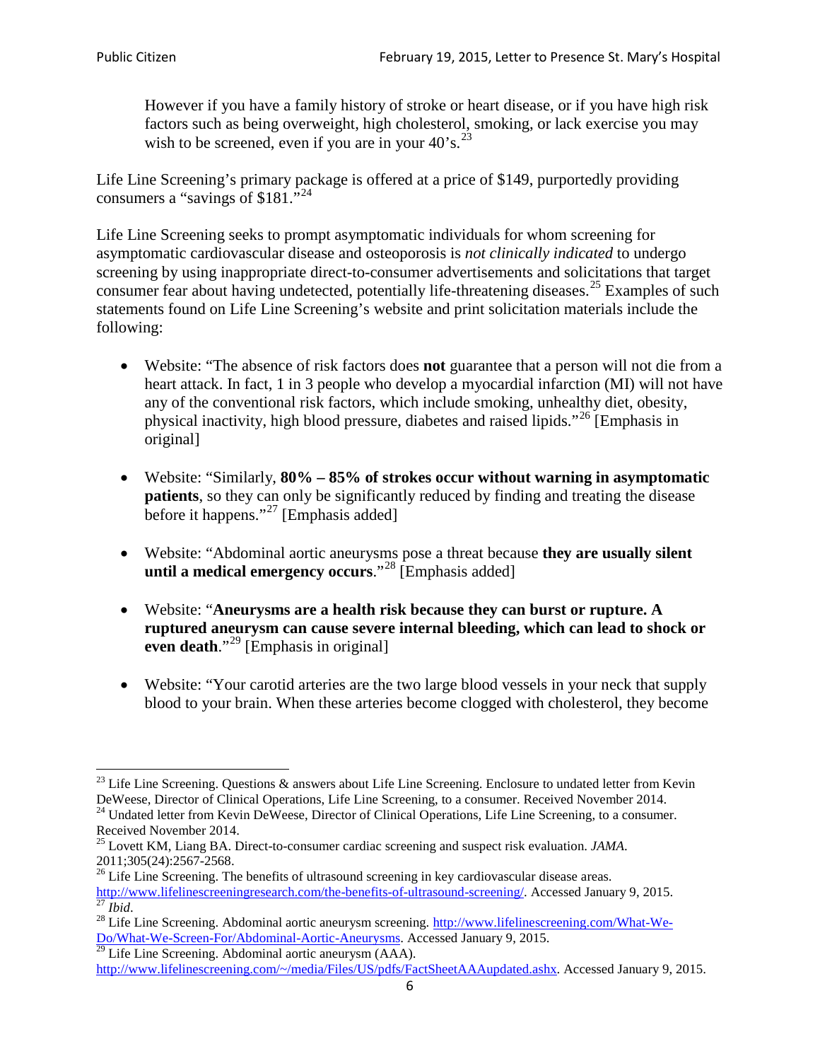> However if you have a family history of stroke or heart disease, or if you have high risk factors such as being overweight, high cholesterol, smoking, or lack exercise you may wish to be screened, even if you are in your 40's.[23]

Life Line Screening's primary package is offered at a price of $149, purportedly providing consumers a "savings of $181."[24]

Life Line Screening seeks to prompt asymptomatic individuals for whom screening for asymptomatic cardiovascular disease and osteoporosis is *not clinically indicated* to undergo screening by using inappropriate direct-to-consumer advertisements and solicitations that target consumer fear about having undetected, potentially life-threatening diseases.[25] Examples of such statements found on Life Line Screening's website and print solicitation materials include the following:

- Website: "The absence of risk factors does **not** guarantee that a person will not die from a heart attack. In fact, 1 in 3 people who develop a myocardial infarction (MI) will not have any of the conventional risk factors, which include smoking, unhealthy diet, obesity, physical inactivity, high blood pressure, diabetes and raised lipids."[26] [Emphasis in original]

- Website: "Similarly, **80% – 85% of strokes occur without warning in asymptomatic patients**, so they can only be significantly reduced by finding and treating the disease before it happens."[27] [Emphasis added]

- Website: "Abdominal aortic aneurysms pose a threat because **they are usually silent until a medical emergency occurs**."[28] [Emphasis added]

- Website: "**Aneurysms are a health risk because they can burst or rupture. A ruptured aneurysm can cause severe internal bleeding, which can lead to shock or even death**."[29] [Emphasis in original]

- Website: "Your carotid arteries are the two large blood vessels in your neck that supply blood to your brain. When these arteries become clogged with cholesterol, they become

---

[23] Life Line Screening. Questions & answers about Life Line Screening. Enclosure to undated letter from Kevin DeWeese, Director of Clinical Operations, Life Line Screening, to a consumer. Received November 2014.

[24] Undated letter from Kevin DeWeese, Director of Clinical Operations, Life Line Screening, to a consumer. Received November 2014.

[25] Lovett KM, Liang BA. Direct-to-consumer cardiac screening and suspect risk evaluation. *JAMA*. 2011;305(24):2567-2568.

[26] Life Line Screening. The benefits of ultrasound screening in key cardiovascular disease areas. http://www.lifelinescreeningresearch.com/the-benefits-of-ultrasound-screening/. Accessed January 9, 2015.

[27] *Ibid*.

[28] Life Line Screening. Abdominal aortic aneurysm screening. http://www.lifelinescreening.com/What-We-Do/What-We-Screen-For/Abdominal-Aortic-Aneurysms. Accessed January 9, 2015.

[29] Life Line Screening. Abdominal aortic aneurysm (AAA). http://www.lifelinescreening.com/~/media/Files/US/pdfs/FactSheetAAAupdated.ashx. Accessed January 9, 2015.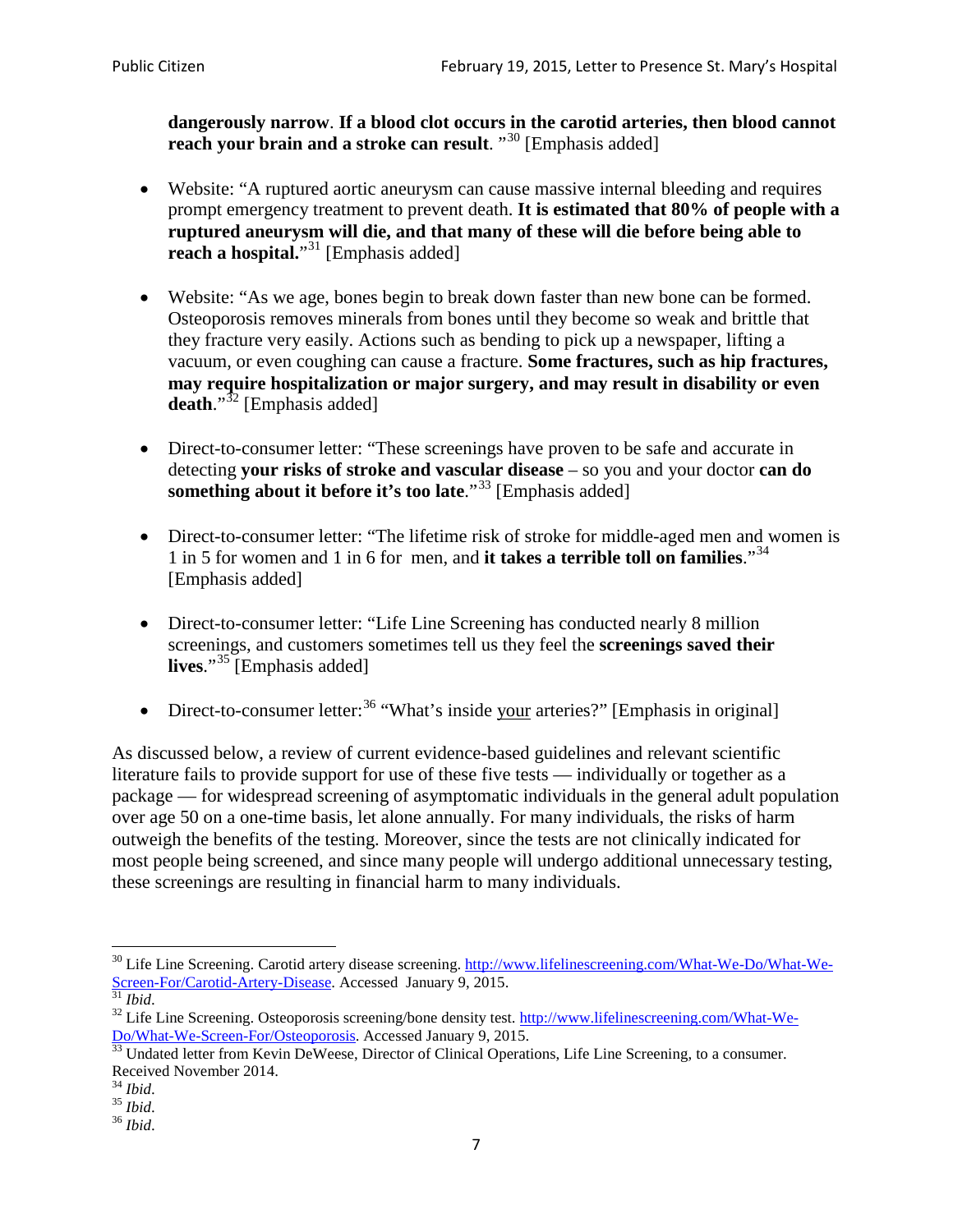**dangerously narrow**. **If a blood clot occurs in the carotid arteries, then blood cannot reach your brain and a stroke can result**. "[30] [Emphasis added]

- Website: "A ruptured aortic aneurysm can cause massive internal bleeding and requires prompt emergency treatment to prevent death. **It is estimated that 80% of people with a ruptured aneurysm will die, and that many of these will die before being able to reach a hospital.**"[31] [Emphasis added]

- Website: "As we age, bones begin to break down faster than new bone can be formed. Osteoporosis removes minerals from bones until they become so weak and brittle that they fracture very easily. Actions such as bending to pick up a newspaper, lifting a vacuum, or even coughing can cause a fracture. **Some fractures, such as hip fractures, may require hospitalization or major surgery, and may result in disability or even death**."[32] [Emphasis added]

- Direct-to-consumer letter: "These screenings have proven to be safe and accurate in detecting **your risks of stroke and vascular disease** – so you and your doctor **can do something about it before it's too late**."[33] [Emphasis added]

- Direct-to-consumer letter: "The lifetime risk of stroke for middle-aged men and women is 1 in 5 for women and 1 in 6 for men, and **it takes a terrible toll on families**."[34] [Emphasis added]

- Direct-to-consumer letter: "Life Line Screening has conducted nearly 8 million screenings, and customers sometimes tell us they feel the **screenings saved their lives**."[35] [Emphasis added]

- Direct-to-consumer letter:[36] "What's inside your arteries?" [Emphasis in original]

As discussed below, a review of current evidence-based guidelines and relevant scientific literature fails to provide support for use of these five tests — individually or together as a package — for widespread screening of asymptomatic individuals in the general adult population over age 50 on a one-time basis, let alone annually. For many individuals, the risks of harm outweigh the benefits of the testing. Moreover, since the tests are not clinically indicated for most people being screened, and since many people will undergo additional unnecessary testing, these screenings are resulting in financial harm to many individuals.

---

[30] Life Line Screening. Carotid artery disease screening. http://www.lifelinescreening.com/What-We-Do/What-We-Screen-For/Carotid-Artery-Disease. Accessed January 9, 2015.

[31] *Ibid*.

[32] Life Line Screening. Osteoporosis screening/bone density test. http://www.lifelinescreening.com/What-We-Do/What-We-Screen-For/Osteoporosis. Accessed January 9, 2015.

[33] Undated letter from Kevin DeWeese, Director of Clinical Operations, Life Line Screening, to a consumer. Received November 2014.

[34] *Ibid*.

[35] *Ibid*.

[36] *Ibid*.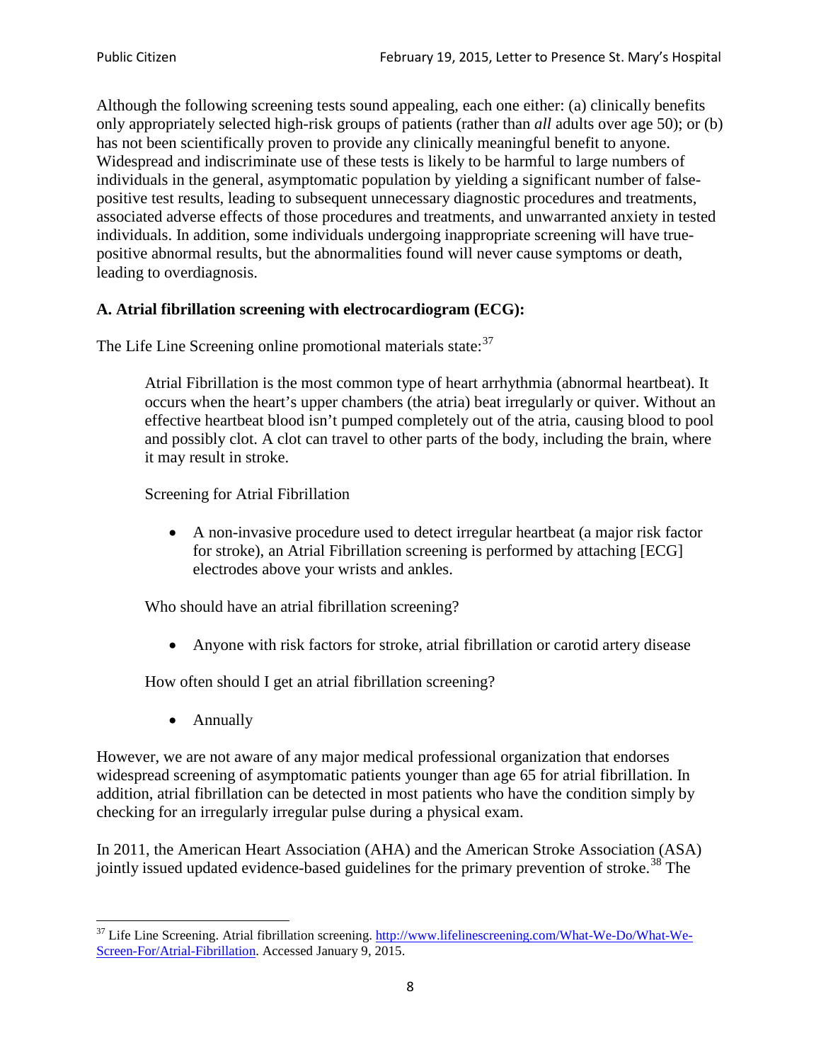Although the following screening tests sound appealing, each one either: (a) clinically benefits only appropriately selected high-risk groups of patients (rather than *all* adults over age 50); or (b) has not been scientifically proven to provide any clinically meaningful benefit to anyone. Widespread and indiscriminate use of these tests is likely to be harmful to large numbers of individuals in the general, asymptomatic population by yielding a significant number of false-positive test results, leading to subsequent unnecessary diagnostic procedures and treatments, associated adverse effects of those procedures and treatments, and unwarranted anxiety in tested individuals. In addition, some individuals undergoing inappropriate screening will have true-positive abnormal results, but the abnormalities found will never cause symptoms or death, leading to overdiagnosis.

**A. Atrial fibrillation screening with electrocardiogram (ECG):**

The Life Line Screening online promotional materials state:[37]

> Atrial Fibrillation is the most common type of heart arrhythmia (abnormal heartbeat). It occurs when the heart's upper chambers (the atria) beat irregularly or quiver. Without an effective heartbeat blood isn't pumped completely out of the atria, causing blood to pool and possibly clot. A clot can travel to other parts of the body, including the brain, where it may result in stroke.
>
> Screening for Atrial Fibrillation
>
> - A non-invasive procedure used to detect irregular heartbeat (a major risk factor for stroke), an Atrial Fibrillation screening is performed by attaching [ECG] electrodes above your wrists and ankles.
>
> Who should have an atrial fibrillation screening?
>
> - Anyone with risk factors for stroke, atrial fibrillation or carotid artery disease
>
> How often should I get an atrial fibrillation screening?
>
> - Annually

However, we are not aware of any major medical professional organization that endorses widespread screening of asymptomatic patients younger than age 65 for atrial fibrillation. In addition, atrial fibrillation can be detected in most patients who have the condition simply by checking for an irregularly irregular pulse during a physical exam.

In 2011, the American Heart Association (AHA) and the American Stroke Association (ASA) jointly issued updated evidence-based guidelines for the primary prevention of stroke.[38] The

---

[37] Life Line Screening. Atrial fibrillation screening. http://www.lifelinescreening.com/What-We-Do/What-We-Screen-For/Atrial-Fibrillation. Accessed January 9, 2015.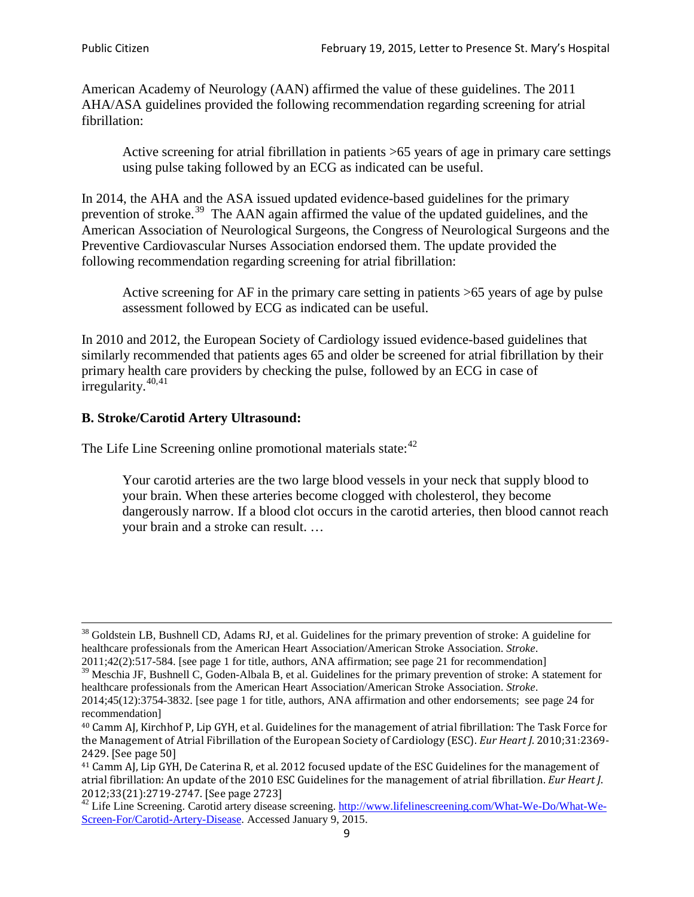American Academy of Neurology (AAN) affirmed the value of these guidelines. The 2011 AHA/ASA guidelines provided the following recommendation regarding screening for atrial fibrillation:

> Active screening for atrial fibrillation in patients >65 years of age in primary care settings using pulse taking followed by an ECG as indicated can be useful.

In 2014, the AHA and the ASA issued updated evidence-based guidelines for the primary prevention of stroke.[39] The AAN again affirmed the value of the updated guidelines, and the American Association of Neurological Surgeons, the Congress of Neurological Surgeons and the Preventive Cardiovascular Nurses Association endorsed them. The update provided the following recommendation regarding screening for atrial fibrillation:

> Active screening for AF in the primary care setting in patients >65 years of age by pulse assessment followed by ECG as indicated can be useful.

In 2010 and 2012, the European Society of Cardiology issued evidence-based guidelines that similarly recommended that patients ages 65 and older be screened for atrial fibrillation by their primary health care providers by checking the pulse, followed by an ECG in case of irregularity.[40,41]

### B. Stroke/Carotid Artery Ultrasound:

The Life Line Screening online promotional materials state:[42]

> Your carotid arteries are the two large blood vessels in your neck that supply blood to your brain. When these arteries become clogged with cholesterol, they become dangerously narrow. If a blood clot occurs in the carotid arteries, then blood cannot reach your brain and a stroke can result. …

---

[38] Goldstein LB, Bushnell CD, Adams RJ, et al. Guidelines for the primary prevention of stroke: A guideline for healthcare professionals from the American Heart Association/American Stroke Association. *Stroke*. 2011;42(2):517-584. [see page 1 for title, authors, ANA affirmation; see page 21 for recommendation]

[39] Meschia JF, Bushnell C, Goden-Albala B, et al. Guidelines for the primary prevention of stroke: A statement for healthcare professionals from the American Heart Association/American Stroke Association. *Stroke*. 2014;45(12):3754-3832. [see page 1 for title, authors, ANA affirmation and other endorsements; see page 24 for recommendation]

[40] Camm AJ, Kirchhof P, Lip GYH, et al. Guidelines for the management of atrial fibrillation: The Task Force for the Management of Atrial Fibrillation of the European Society of Cardiology (ESC). *Eur Heart J*. 2010;31:2369-2429. [See page 50]

[41] Camm AJ, Lip GYH, De Caterina R, et al. 2012 focused update of the ESC Guidelines for the management of atrial fibrillation: An update of the 2010 ESC Guidelines for the management of atrial fibrillation. *Eur Heart J*. 2012;33(21):2719-2747. [See page 2723]

[42] Life Line Screening. Carotid artery disease screening. http://www.lifelinescreening.com/What-We-Do/What-We-Screen-For/Carotid-Artery-Disease. Accessed January 9, 2015.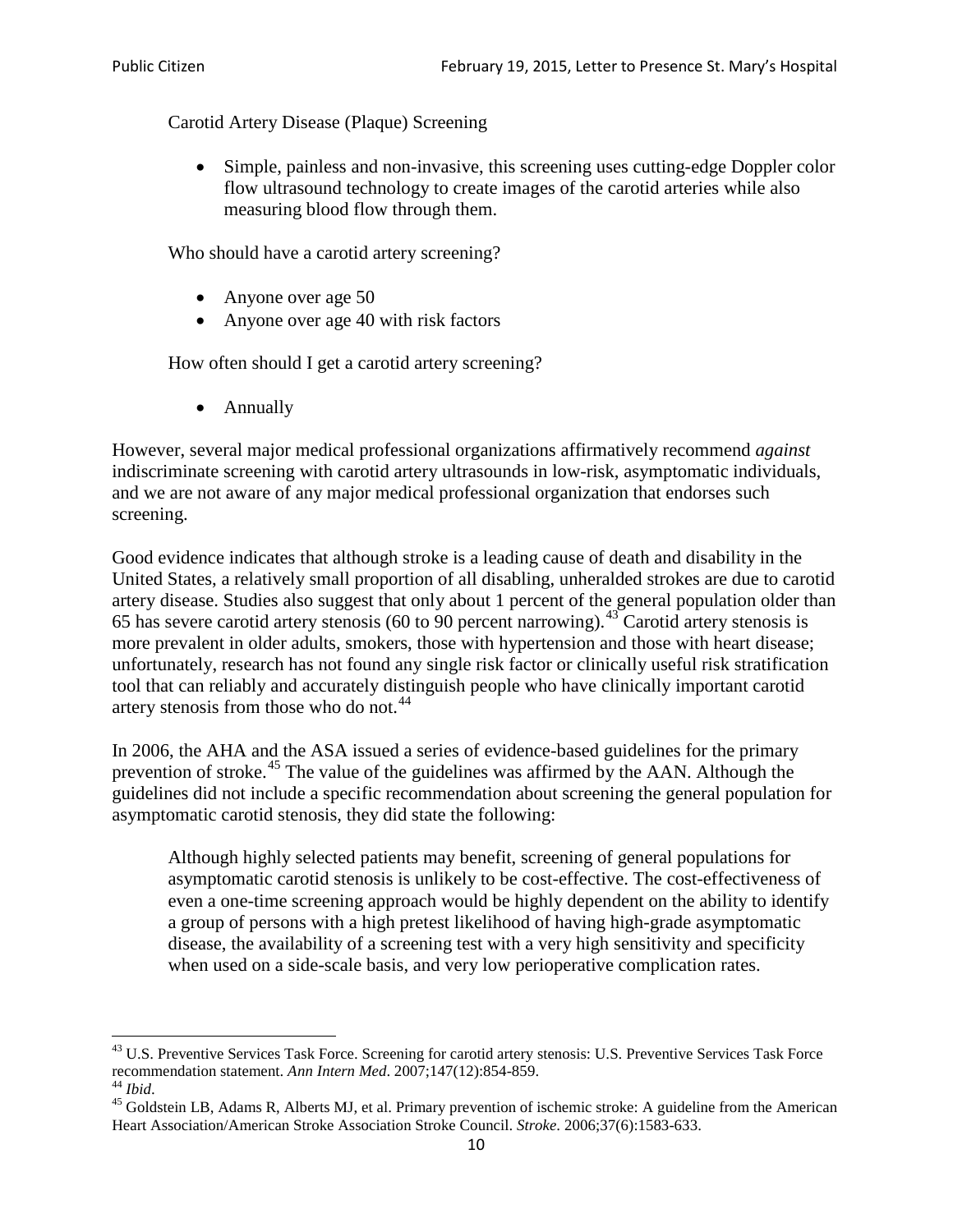Carotid Artery Disease (Plaque) Screening

- Simple, painless and non-invasive, this screening uses cutting-edge Doppler color flow ultrasound technology to create images of the carotid arteries while also measuring blood flow through them.

Who should have a carotid artery screening?

- Anyone over age 50
- Anyone over age 40 with risk factors

How often should I get a carotid artery screening?

- Annually

However, several major medical professional organizations affirmatively recommend *against* indiscriminate screening with carotid artery ultrasounds in low-risk, asymptomatic individuals, and we are not aware of any major medical professional organization that endorses such screening.

Good evidence indicates that although stroke is a leading cause of death and disability in the United States, a relatively small proportion of all disabling, unheralded strokes are due to carotid artery disease. Studies also suggest that only about 1 percent of the general population older than 65 has severe carotid artery stenosis (60 to 90 percent narrowing).[43] Carotid artery stenosis is more prevalent in older adults, smokers, those with hypertension and those with heart disease; unfortunately, research has not found any single risk factor or clinically useful risk stratification tool that can reliably and accurately distinguish people who have clinically important carotid artery stenosis from those who do not.[44]

In 2006, the AHA and the ASA issued a series of evidence-based guidelines for the primary prevention of stroke.[45] The value of the guidelines was affirmed by the AAN. Although the guidelines did not include a specific recommendation about screening the general population for asymptomatic carotid stenosis, they did state the following:

> Although highly selected patients may benefit, screening of general populations for asymptomatic carotid stenosis is unlikely to be cost-effective. The cost-effectiveness of even a one-time screening approach would be highly dependent on the ability to identify a group of persons with a high pretest likelihood of having high-grade asymptomatic disease, the availability of a screening test with a very high sensitivity and specificity when used on a side-scale basis, and very low perioperative complication rates.

---

[43] U.S. Preventive Services Task Force. Screening for carotid artery stenosis: U.S. Preventive Services Task Force recommendation statement. *Ann Intern Med*. 2007;147(12):854-859.

[44] *Ibid*.

[45] Goldstein LB, Adams R, Alberts MJ, et al. Primary prevention of ischemic stroke: A guideline from the American Heart Association/American Stroke Association Stroke Council. *Stroke*. 2006;37(6):1583-633.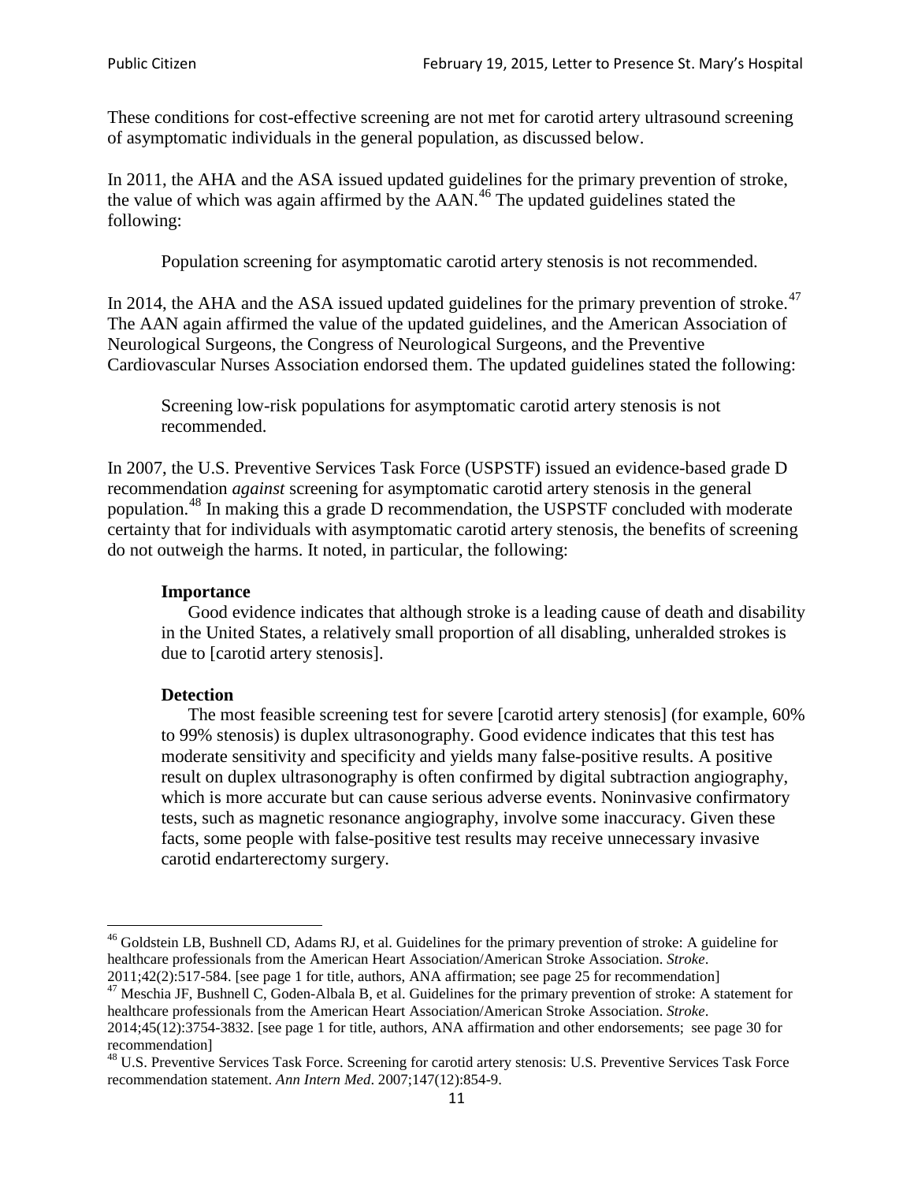These conditions for cost-effective screening are not met for carotid artery ultrasound screening of asymptomatic individuals in the general population, as discussed below.

In 2011, the AHA and the ASA issued updated guidelines for the primary prevention of stroke, the value of which was again affirmed by the AAN.[46] The updated guidelines stated the following:

> Population screening for asymptomatic carotid artery stenosis is not recommended.

In 2014, the AHA and the ASA issued updated guidelines for the primary prevention of stroke.[47] The AAN again affirmed the value of the updated guidelines, and the American Association of Neurological Surgeons, the Congress of Neurological Surgeons, and the Preventive Cardiovascular Nurses Association endorsed them. The updated guidelines stated the following:

> Screening low-risk populations for asymptomatic carotid artery stenosis is not recommended.

In 2007, the U.S. Preventive Services Task Force (USPSTF) issued an evidence-based grade D recommendation *against* screening for asymptomatic carotid artery stenosis in the general population.[48] In making this a grade D recommendation, the USPSTF concluded with moderate certainty that for individuals with asymptomatic carotid artery stenosis, the benefits of screening do not outweigh the harms. It noted, in particular, the following:

> **Importance**
>
> Good evidence indicates that although stroke is a leading cause of death and disability in the United States, a relatively small proportion of all disabling, unheralded strokes is due to [carotid artery stenosis].
>
> **Detection**
>
> The most feasible screening test for severe [carotid artery stenosis] (for example, 60% to 99% stenosis) is duplex ultrasonography. Good evidence indicates that this test has moderate sensitivity and specificity and yields many false-positive results. A positive result on duplex ultrasonography is often confirmed by digital subtraction angiography, which is more accurate but can cause serious adverse events. Noninvasive confirmatory tests, such as magnetic resonance angiography, involve some inaccuracy. Given these facts, some people with false-positive test results may receive unnecessary invasive carotid endarterectomy surgery.

---

[46] Goldstein LB, Bushnell CD, Adams RJ, et al. Guidelines for the primary prevention of stroke: A guideline for healthcare professionals from the American Heart Association/American Stroke Association. *Stroke*. 2011;42(2):517-584. [see page 1 for title, authors, ANA affirmation; see page 25 for recommendation]

[47] Meschia JF, Bushnell C, Goden-Albala B, et al. Guidelines for the primary prevention of stroke: A statement for healthcare professionals from the American Heart Association/American Stroke Association. *Stroke*. 2014;45(12):3754-3832. [see page 1 for title, authors, ANA affirmation and other endorsements; see page 30 for recommendation]

[48] U.S. Preventive Services Task Force. Screening for carotid artery stenosis: U.S. Preventive Services Task Force recommendation statement. *Ann Intern Med*. 2007;147(12):854-9.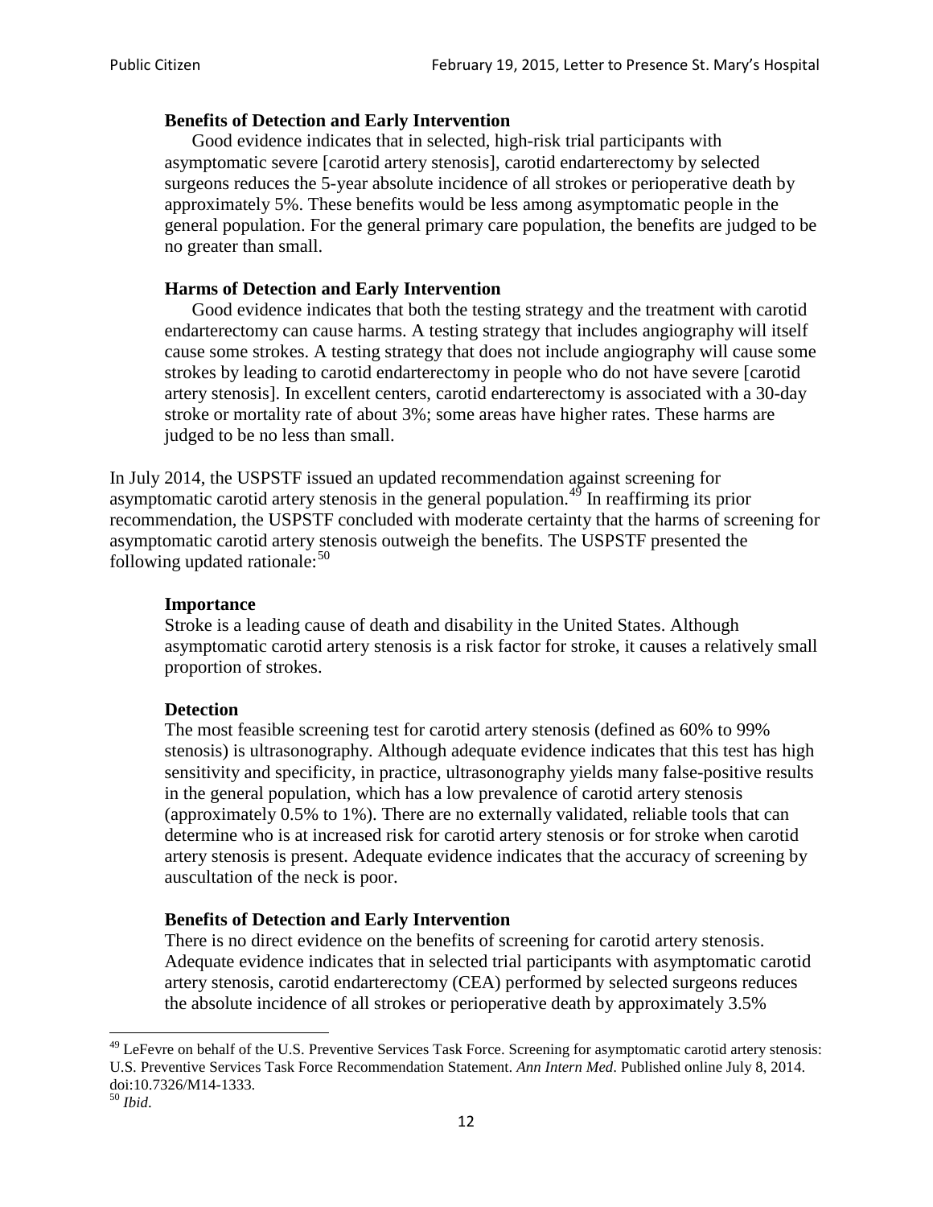> **Benefits of Detection and Early Intervention**
>
> Good evidence indicates that in selected, high-risk trial participants with asymptomatic severe [carotid artery stenosis], carotid endarterectomy by selected surgeons reduces the 5-year absolute incidence of all strokes or perioperative death by approximately 5%. These benefits would be less among asymptomatic people in the general population. For the general primary care population, the benefits are judged to be no greater than small.
>
> **Harms of Detection and Early Intervention**
>
> Good evidence indicates that both the testing strategy and the treatment with carotid endarterectomy can cause harms. A testing strategy that includes angiography will itself cause some strokes. A testing strategy that does not include angiography will cause some strokes by leading to carotid endarterectomy in people who do not have severe [carotid artery stenosis]. In excellent centers, carotid endarterectomy is associated with a 30-day stroke or mortality rate of about 3%; some areas have higher rates. These harms are judged to be no less than small.

In July 2014, the USPSTF issued an updated recommendation against screening for asymptomatic carotid artery stenosis in the general population.[49] In reaffirming its prior recommendation, the USPSTF concluded with moderate certainty that the harms of screening for asymptomatic carotid artery stenosis outweigh the benefits. The USPSTF presented the following updated rationale:[50]

> **Importance**
>
> Stroke is a leading cause of death and disability in the United States. Although asymptomatic carotid artery stenosis is a risk factor for stroke, it causes a relatively small proportion of strokes.
>
> **Detection**
>
> The most feasible screening test for carotid artery stenosis (defined as 60% to 99% stenosis) is ultrasonography. Although adequate evidence indicates that this test has high sensitivity and specificity, in practice, ultrasonography yields many false-positive results in the general population, which has a low prevalence of carotid artery stenosis (approximately 0.5% to 1%). There are no externally validated, reliable tools that can determine who is at increased risk for carotid artery stenosis or for stroke when carotid artery stenosis is present. Adequate evidence indicates that the accuracy of screening by auscultation of the neck is poor.
>
> **Benefits of Detection and Early Intervention**
>
> There is no direct evidence on the benefits of screening for carotid artery stenosis. Adequate evidence indicates that in selected trial participants with asymptomatic carotid artery stenosis, carotid endarterectomy (CEA) performed by selected surgeons reduces the absolute incidence of all strokes or perioperative death by approximately 3.5%

---

[49] LeFevre on behalf of the U.S. Preventive Services Task Force. Screening for asymptomatic carotid artery stenosis: U.S. Preventive Services Task Force Recommendation Statement. *Ann Intern Med*. Published online July 8, 2014. doi:10.7326/M14-1333.

[50] *Ibid*.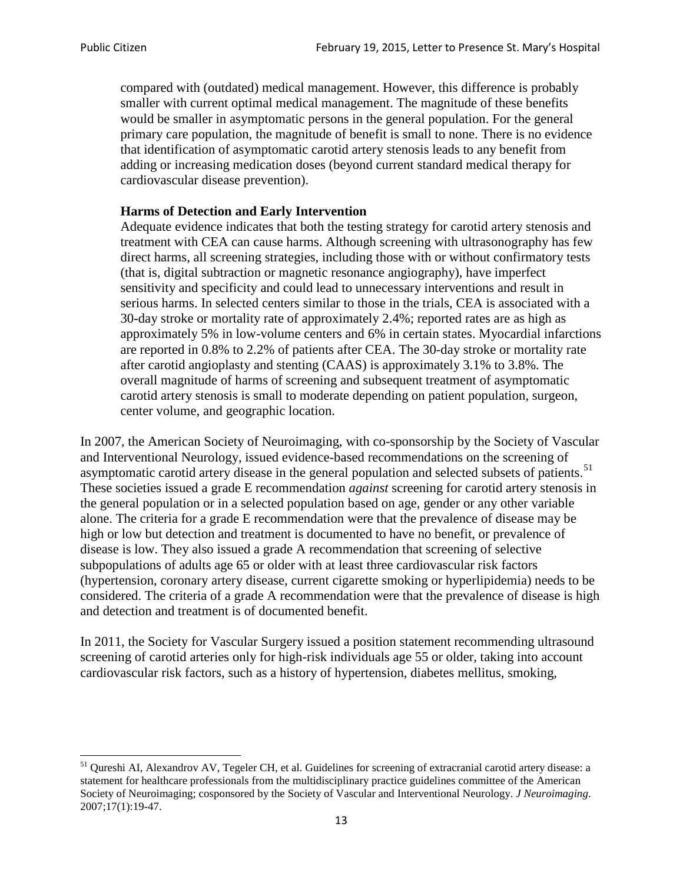> compared with (outdated) medical management. However, this difference is probably smaller with current optimal medical management. The magnitude of these benefits would be smaller in asymptomatic persons in the general population. For the general primary care population, the magnitude of benefit is small to none. There is no evidence that identification of asymptomatic carotid artery stenosis leads to any benefit from adding or increasing medication doses (beyond current standard medical therapy for cardiovascular disease prevention).
>
> **Harms of Detection and Early Intervention**
>
> Adequate evidence indicates that both the testing strategy for carotid artery stenosis and treatment with CEA can cause harms. Although screening with ultrasonography has few direct harms, all screening strategies, including those with or without confirmatory tests (that is, digital subtraction or magnetic resonance angiography), have imperfect sensitivity and specificity and could lead to unnecessary interventions and result in serious harms. In selected centers similar to those in the trials, CEA is associated with a 30-day stroke or mortality rate of approximately 2.4%; reported rates are as high as approximately 5% in low-volume centers and 6% in certain states. Myocardial infarctions are reported in 0.8% to 2.2% of patients after CEA. The 30-day stroke or mortality rate after carotid angioplasty and stenting (CAAS) is approximately 3.1% to 3.8%. The overall magnitude of harms of screening and subsequent treatment of asymptomatic carotid artery stenosis is small to moderate depending on patient population, surgeon, center volume, and geographic location.

In 2007, the American Society of Neuroimaging, with co-sponsorship by the Society of Vascular and Interventional Neurology, issued evidence-based recommendations on the screening of asymptomatic carotid artery disease in the general population and selected subsets of patients.[51] These societies issued a grade E recommendation *against* screening for carotid artery stenosis in the general population or in a selected population based on age, gender or any other variable alone. The criteria for a grade E recommendation were that the prevalence of disease may be high or low but detection and treatment is documented to have no benefit, or prevalence of disease is low. They also issued a grade A recommendation that screening of selective subpopulations of adults age 65 or older with at least three cardiovascular risk factors (hypertension, coronary artery disease, current cigarette smoking or hyperlipidemia) needs to be considered. The criteria of a grade A recommendation were that the prevalence of disease is high and detection and treatment is of documented benefit.

In 2011, the Society for Vascular Surgery issued a position statement recommending ultrasound screening of carotid arteries only for high-risk individuals age 55 or older, taking into account cardiovascular risk factors, such as a history of hypertension, diabetes mellitus, smoking,

[51] Qureshi AI, Alexandrov AV, Tegeler CH, et al. Guidelines for screening of extracranial carotid artery disease: a statement for healthcare professionals from the multidisciplinary practice guidelines committee of the American Society of Neuroimaging; cosponsored by the Society of Vascular and Interventional Neurology. *J Neuroimaging*. 2007;17(1):19-47.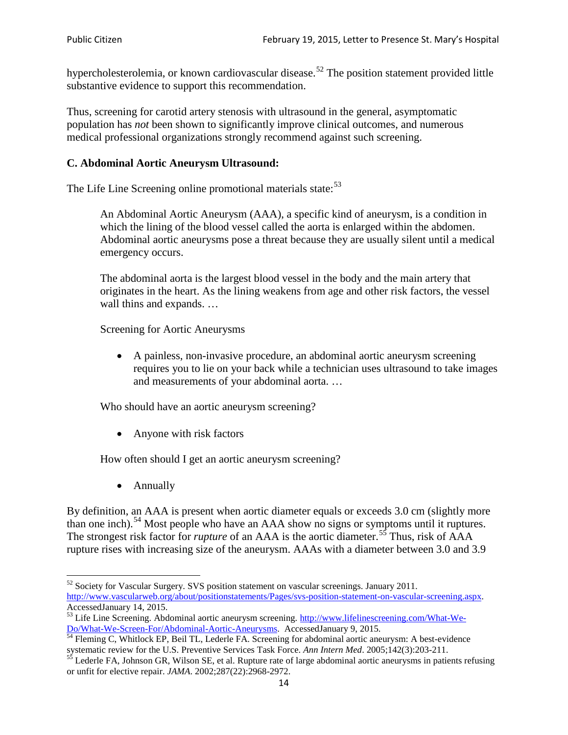hypercholesterolemia, or known cardiovascular disease.[52] The position statement provided little substantive evidence to support this recommendation.

Thus, screening for carotid artery stenosis with ultrasound in the general, asymptomatic population has *not* been shown to significantly improve clinical outcomes, and numerous medical professional organizations strongly recommend against such screening.

### C. Abdominal Aortic Aneurysm Ultrasound:

The Life Line Screening online promotional materials state:[53]

> An Abdominal Aortic Aneurysm (AAA), a specific kind of aneurysm, is a condition in which the lining of the blood vessel called the aorta is enlarged within the abdomen. Abdominal aortic aneurysms pose a threat because they are usually silent until a medical emergency occurs.
>
> The abdominal aorta is the largest blood vessel in the body and the main artery that originates in the heart. As the lining weakens from age and other risk factors, the vessel wall thins and expands. …
>
> Screening for Aortic Aneurysms
>
> - A painless, non-invasive procedure, an abdominal aortic aneurysm screening requires you to lie on your back while a technician uses ultrasound to take images and measurements of your abdominal aorta. …
>
> Who should have an aortic aneurysm screening?
>
> - Anyone with risk factors
>
> How often should I get an aortic aneurysm screening?
>
> - Annually

By definition, an AAA is present when aortic diameter equals or exceeds 3.0 cm (slightly more than one inch).[54] Most people who have an AAA show no signs or symptoms until it ruptures. The strongest risk factor for *rupture* of an AAA is the aortic diameter.[55] Thus, risk of AAA rupture rises with increasing size of the aneurysm. AAAs with a diameter between 3.0 and 3.9

---

[52] Society for Vascular Surgery. SVS position statement on vascular screenings. January 2011. http://www.vascularweb.org/about/positionstatements/Pages/svs-position-statement-on-vascular-screening.aspx. AccessedJanuary 14, 2015.

[53] Life Line Screening. Abdominal aortic aneurysm screening. http://www.lifelinescreening.com/What-We-Do/What-We-Screen-For/Abdominal-Aortic-Aneurysms. AccessedJanuary 9, 2015.

[54] Fleming C, Whitlock EP, Beil TL, Lederle FA. Screening for abdominal aortic aneurysm: A best-evidence systematic review for the U.S. Preventive Services Task Force. *Ann Intern Med*. 2005;142(3):203-211.

[55] Lederle FA, Johnson GR, Wilson SE, et al. Rupture rate of large abdominal aortic aneurysms in patients refusing or unfit for elective repair. *JAMA*. 2002;287(22):2968-2972.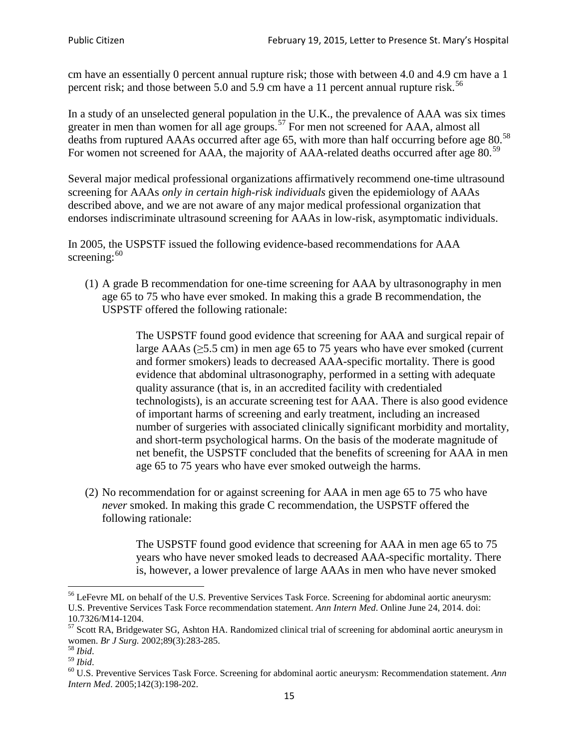cm have an essentially 0 percent annual rupture risk; those with between 4.0 and 4.9 cm have a 1 percent risk; and those between 5.0 and 5.9 cm have a 11 percent annual rupture risk.[56]

In a study of an unselected general population in the U.K., the prevalence of AAA was six times greater in men than women for all age groups.[57] For men not screened for AAA, almost all deaths from ruptured AAAs occurred after age 65, with more than half occurring before age 80.[58] For women not screened for AAA, the majority of AAA-related deaths occurred after age 80.[59]

Several major medical professional organizations affirmatively recommend one-time ultrasound screening for AAAs *only in certain high-risk individuals* given the epidemiology of AAAs described above, and we are not aware of any major medical professional organization that endorses indiscriminate ultrasound screening for AAAs in low-risk, asymptomatic individuals.

In 2005, the USPSTF issued the following evidence-based recommendations for AAA screening:[60]

(1) A grade B recommendation for one-time screening for AAA by ultrasonography in men age 65 to 75 who have ever smoked. In making this a grade B recommendation, the USPSTF offered the following rationale:

> The USPSTF found good evidence that screening for AAA and surgical repair of large AAAs (≥5.5 cm) in men age 65 to 75 years who have ever smoked (current and former smokers) leads to decreased AAA-specific mortality. There is good evidence that abdominal ultrasonography, performed in a setting with adequate quality assurance (that is, in an accredited facility with credentialed technologists), is an accurate screening test for AAA. There is also good evidence of important harms of screening and early treatment, including an increased number of surgeries with associated clinically significant morbidity and mortality, and short-term psychological harms. On the basis of the moderate magnitude of net benefit, the USPSTF concluded that the benefits of screening for AAA in men age 65 to 75 years who have ever smoked outweigh the harms.

(2) No recommendation for or against screening for AAA in men age 65 to 75 who have *never* smoked. In making this grade C recommendation, the USPSTF offered the following rationale:

> The USPSTF found good evidence that screening for AAA in men age 65 to 75 years who have never smoked leads to decreased AAA-specific mortality. There is, however, a lower prevalence of large AAAs in men who have never smoked

---

[56] LeFevre ML on behalf of the U.S. Preventive Services Task Force. Screening for abdominal aortic aneurysm: U.S. Preventive Services Task Force recommendation statement. *Ann Intern Med*. Online June 24, 2014. doi: 10.7326/M14-1204.

[57] Scott RA, Bridgewater SG, Ashton HA. Randomized clinical trial of screening for abdominal aortic aneurysm in women. *Br J Surg.* 2002;89(3):283-285.

[58] *Ibid*.

[59] *Ibid*.

[60] U.S. Preventive Services Task Force. Screening for abdominal aortic aneurysm: Recommendation statement. *Ann Intern Med*. 2005;142(3):198-202.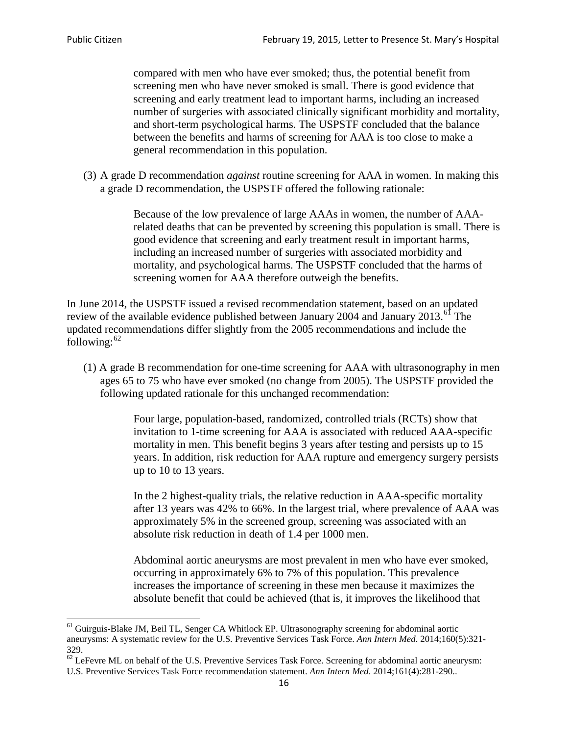> compared with men who have ever smoked; thus, the potential benefit from screening men who have never smoked is small. There is good evidence that screening and early treatment lead to important harms, including an increased number of surgeries with associated clinically significant morbidity and mortality, and short-term psychological harms. The USPSTF concluded that the balance between the benefits and harms of screening for AAA is too close to make a general recommendation in this population.

(3) A grade D recommendation *against* routine screening for AAA in women. In making this a grade D recommendation, the USPSTF offered the following rationale:

> Because of the low prevalence of large AAAs in women, the number of AAA-related deaths that can be prevented by screening this population is small. There is good evidence that screening and early treatment result in important harms, including an increased number of surgeries with associated morbidity and mortality, and psychological harms. The USPSTF concluded that the harms of screening women for AAA therefore outweigh the benefits.

In June 2014, the USPSTF issued a revised recommendation statement, based on an updated review of the available evidence published between January 2004 and January 2013.[61] The updated recommendations differ slightly from the 2005 recommendations and include the following:[62]

(1) A grade B recommendation for one-time screening for AAA with ultrasonography in men ages 65 to 75 who have ever smoked (no change from 2005). The USPSTF provided the following updated rationale for this unchanged recommendation:

> Four large, population-based, randomized, controlled trials (RCTs) show that invitation to 1-time screening for AAA is associated with reduced AAA-specific mortality in men. This benefit begins 3 years after testing and persists up to 15 years. In addition, risk reduction for AAA rupture and emergency surgery persists up to 10 to 13 years.
>
> In the 2 highest-quality trials, the relative reduction in AAA-specific mortality after 13 years was 42% to 66%. In the largest trial, where prevalence of AAA was approximately 5% in the screened group, screening was associated with an absolute risk reduction in death of 1.4 per 1000 men.
>
> Abdominal aortic aneurysms are most prevalent in men who have ever smoked, occurring in approximately 6% to 7% of this population. This prevalence increases the importance of screening in these men because it maximizes the absolute benefit that could be achieved (that is, it improves the likelihood that

[61] Guirguis-Blake JM, Beil TL, Senger CA Whitlock EP. Ultrasonography screening for abdominal aortic aneurysms: A systematic review for the U.S. Preventive Services Task Force. *Ann Intern Med*. 2014;160(5):321-329.

[62] LeFevre ML on behalf of the U.S. Preventive Services Task Force. Screening for abdominal aortic aneurysm: U.S. Preventive Services Task Force recommendation statement. *Ann Intern Med*. 2014;161(4):281-290..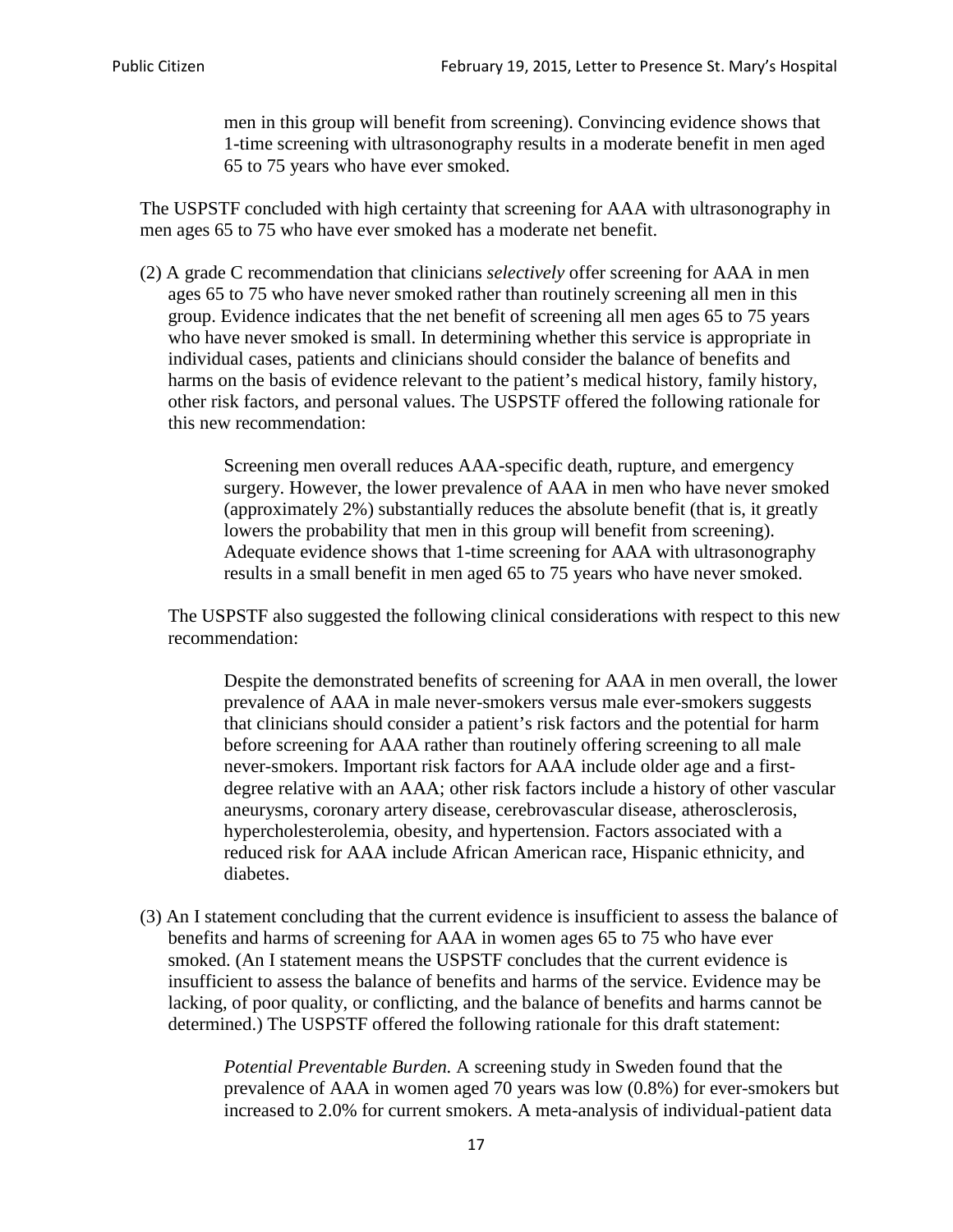> men in this group will benefit from screening). Convincing evidence shows that 1-time screening with ultrasonography results in a moderate benefit in men aged 65 to 75 years who have ever smoked.

The USPSTF concluded with high certainty that screening for AAA with ultrasonography in men ages 65 to 75 who have ever smoked has a moderate net benefit.

(2) A grade C recommendation that clinicians *selectively* offer screening for AAA in men ages 65 to 75 who have never smoked rather than routinely screening all men in this group. Evidence indicates that the net benefit of screening all men ages 65 to 75 years who have never smoked is small. In determining whether this service is appropriate in individual cases, patients and clinicians should consider the balance of benefits and harms on the basis of evidence relevant to the patient's medical history, family history, other risk factors, and personal values. The USPSTF offered the following rationale for this new recommendation:

> Screening men overall reduces AAA-specific death, rupture, and emergency surgery. However, the lower prevalence of AAA in men who have never smoked (approximately 2%) substantially reduces the absolute benefit (that is, it greatly lowers the probability that men in this group will benefit from screening). Adequate evidence shows that 1-time screening for AAA with ultrasonography results in a small benefit in men aged 65 to 75 years who have never smoked.

The USPSTF also suggested the following clinical considerations with respect to this new recommendation:

> Despite the demonstrated benefits of screening for AAA in men overall, the lower prevalence of AAA in male never-smokers versus male ever-smokers suggests that clinicians should consider a patient's risk factors and the potential for harm before screening for AAA rather than routinely offering screening to all male never-smokers. Important risk factors for AAA include older age and a first-degree relative with an AAA; other risk factors include a history of other vascular aneurysms, coronary artery disease, cerebrovascular disease, atherosclerosis, hypercholesterolemia, obesity, and hypertension. Factors associated with a reduced risk for AAA include African American race, Hispanic ethnicity, and diabetes.

(3) An I statement concluding that the current evidence is insufficient to assess the balance of benefits and harms of screening for AAA in women ages 65 to 75 who have ever smoked. (An I statement means the USPSTF concludes that the current evidence is insufficient to assess the balance of benefits and harms of the service. Evidence may be lacking, of poor quality, or conflicting, and the balance of benefits and harms cannot be determined.) The USPSTF offered the following rationale for this draft statement:

> *Potential Preventable Burden.* A screening study in Sweden found that the prevalence of AAA in women aged 70 years was low (0.8%) for ever-smokers but increased to 2.0% for current smokers. A meta-analysis of individual-patient data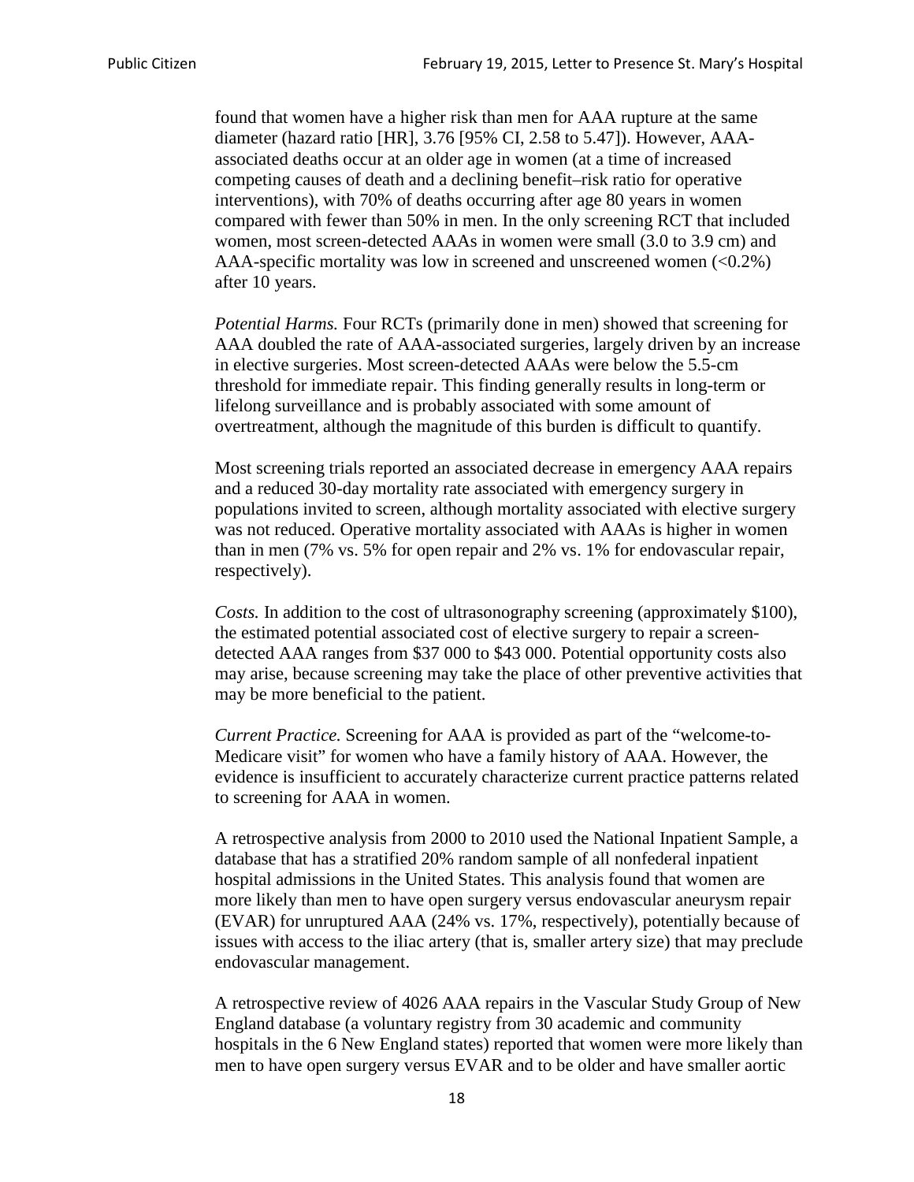found that women have a higher risk than men for AAA rupture at the same diameter (hazard ratio [HR], 3.76 [95% CI, 2.58 to 5.47]). However, AAA-associated deaths occur at an older age in women (at a time of increased competing causes of death and a declining benefit–risk ratio for operative interventions), with 70% of deaths occurring after age 80 years in women compared with fewer than 50% in men. In the only screening RCT that included women, most screen-detected AAAs in women were small (3.0 to 3.9 cm) and AAA-specific mortality was low in screened and unscreened women (<0.2%) after 10 years.

*Potential Harms.* Four RCTs (primarily done in men) showed that screening for AAA doubled the rate of AAA-associated surgeries, largely driven by an increase in elective surgeries. Most screen-detected AAAs were below the 5.5-cm threshold for immediate repair. This finding generally results in long-term or lifelong surveillance and is probably associated with some amount of overtreatment, although the magnitude of this burden is difficult to quantify.

Most screening trials reported an associated decrease in emergency AAA repairs and a reduced 30-day mortality rate associated with emergency surgery in populations invited to screen, although mortality associated with elective surgery was not reduced. Operative mortality associated with AAAs is higher in women than in men (7% vs. 5% for open repair and 2% vs. 1% for endovascular repair, respectively).

*Costs.* In addition to the cost of ultrasonography screening (approximately $100), the estimated potential associated cost of elective surgery to repair a screen-detected AAA ranges from $37 000 to $43 000. Potential opportunity costs also may arise, because screening may take the place of other preventive activities that may be more beneficial to the patient.

*Current Practice.* Screening for AAA is provided as part of the "welcome-to-Medicare visit" for women who have a family history of AAA. However, the evidence is insufficient to accurately characterize current practice patterns related to screening for AAA in women.

A retrospective analysis from 2000 to 2010 used the National Inpatient Sample, a database that has a stratified 20% random sample of all nonfederal inpatient hospital admissions in the United States. This analysis found that women are more likely than men to have open surgery versus endovascular aneurysm repair (EVAR) for unruptured AAA (24% vs. 17%, respectively), potentially because of issues with access to the iliac artery (that is, smaller artery size) that may preclude endovascular management.

A retrospective review of 4026 AAA repairs in the Vascular Study Group of New England database (a voluntary registry from 30 academic and community hospitals in the 6 New England states) reported that women were more likely than men to have open surgery versus EVAR and to be older and have smaller aortic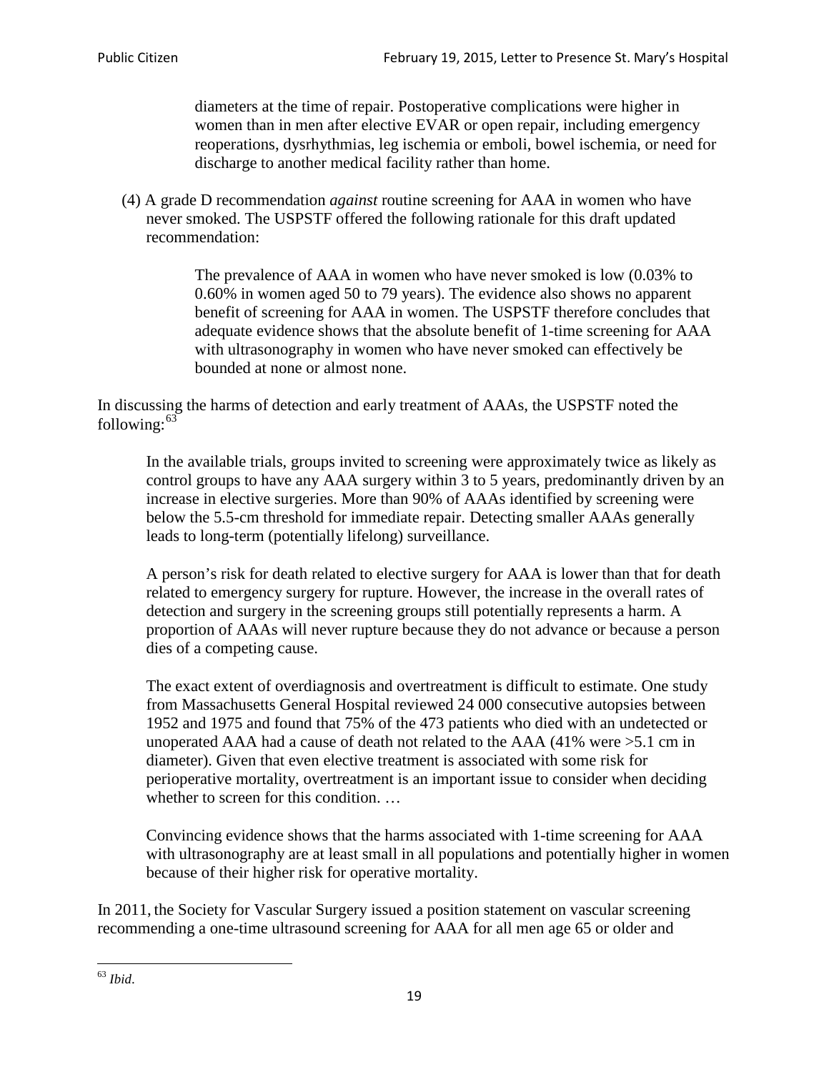> diameters at the time of repair. Postoperative complications were higher in women than in men after elective EVAR or open repair, including emergency reoperations, dysrhythmias, leg ischemia or emboli, bowel ischemia, or need for discharge to another medical facility rather than home.

(4) A grade D recommendation *against* routine screening for AAA in women who have never smoked. The USPSTF offered the following rationale for this draft updated recommendation:

> The prevalence of AAA in women who have never smoked is low (0.03% to 0.60% in women aged 50 to 79 years). The evidence also shows no apparent benefit of screening for AAA in women. The USPSTF therefore concludes that adequate evidence shows that the absolute benefit of 1-time screening for AAA with ultrasonography in women who have never smoked can effectively be bounded at none or almost none.

In discussing the harms of detection and early treatment of AAAs, the USPSTF noted the following:[63]

> In the available trials, groups invited to screening were approximately twice as likely as control groups to have any AAA surgery within 3 to 5 years, predominantly driven by an increase in elective surgeries. More than 90% of AAAs identified by screening were below the 5.5-cm threshold for immediate repair. Detecting smaller AAAs generally leads to long-term (potentially lifelong) surveillance.
>
> A person's risk for death related to elective surgery for AAA is lower than that for death related to emergency surgery for rupture. However, the increase in the overall rates of detection and surgery in the screening groups still potentially represents a harm. A proportion of AAAs will never rupture because they do not advance or because a person dies of a competing cause.
>
> The exact extent of overdiagnosis and overtreatment is difficult to estimate. One study from Massachusetts General Hospital reviewed 24 000 consecutive autopsies between 1952 and 1975 and found that 75% of the 473 patients who died with an undetected or unoperated AAA had a cause of death not related to the AAA (41% were >5.1 cm in diameter). Given that even elective treatment is associated with some risk for perioperative mortality, overtreatment is an important issue to consider when deciding whether to screen for this condition. …
>
> Convincing evidence shows that the harms associated with 1-time screening for AAA with ultrasonography are at least small in all populations and potentially higher in women because of their higher risk for operative mortality.

In 2011, the Society for Vascular Surgery issued a position statement on vascular screening recommending a one-time ultrasound screening for AAA for all men age 65 or older and

---

[63] *Ibid*.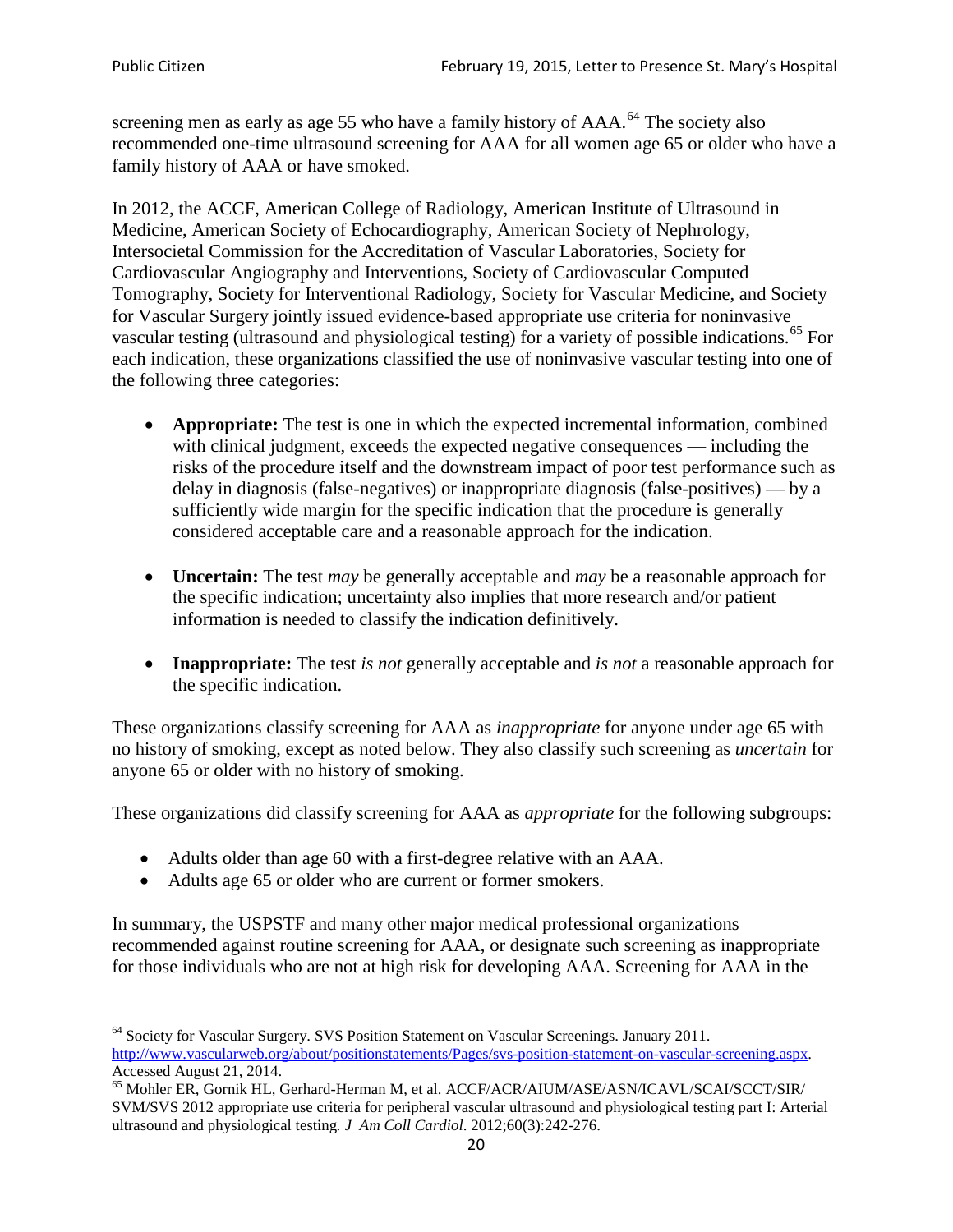screening men as early as age 55 who have a family history of AAA.[64] The society also recommended one-time ultrasound screening for AAA for all women age 65 or older who have a family history of AAA or have smoked.

In 2012, the ACCF, American College of Radiology, American Institute of Ultrasound in Medicine, American Society of Echocardiography, American Society of Nephrology, Intersocietal Commission for the Accreditation of Vascular Laboratories, Society for Cardiovascular Angiography and Interventions, Society of Cardiovascular Computed Tomography, Society for Interventional Radiology, Society for Vascular Medicine, and Society for Vascular Surgery jointly issued evidence-based appropriate use criteria for noninvasive vascular testing (ultrasound and physiological testing) for a variety of possible indications.[65] For each indication, these organizations classified the use of noninvasive vascular testing into one of the following three categories:

- **Appropriate:** The test is one in which the expected incremental information, combined with clinical judgment, exceeds the expected negative consequences — including the risks of the procedure itself and the downstream impact of poor test performance such as delay in diagnosis (false-negatives) or inappropriate diagnosis (false-positives) — by a sufficiently wide margin for the specific indication that the procedure is generally considered acceptable care and a reasonable approach for the indication.

- **Uncertain:** The test *may* be generally acceptable and *may* be a reasonable approach for the specific indication; uncertainty also implies that more research and/or patient information is needed to classify the indication definitively.

- **Inappropriate:** The test *is not* generally acceptable and *is not* a reasonable approach for the specific indication.

These organizations classify screening for AAA as *inappropriate* for anyone under age 65 with no history of smoking, except as noted below. They also classify such screening as *uncertain* for anyone 65 or older with no history of smoking.

These organizations did classify screening for AAA as *appropriate* for the following subgroups:

- Adults older than age 60 with a first-degree relative with an AAA.
- Adults age 65 or older who are current or former smokers.

In summary, the USPSTF and many other major medical professional organizations recommended against routine screening for AAA, or designate such screening as inappropriate for those individuals who are not at high risk for developing AAA. Screening for AAA in the

---

[64] Society for Vascular Surgery. SVS Position Statement on Vascular Screenings. January 2011. http://www.vascularweb.org/about/positionstatements/Pages/svs-position-statement-on-vascular-screening.aspx. Accessed August 21, 2014.

[65] Mohler ER, Gornik HL, Gerhard-Herman M, et al. ACCF/ACR/AIUM/ASE/ASN/ICAVL/SCAI/SCCT/SIR/SVM/SVS 2012 appropriate use criteria for peripheral vascular ultrasound and physiological testing part I: Arterial ultrasound and physiological testing. *J Am Coll Cardiol*. 2012;60(3):242-276.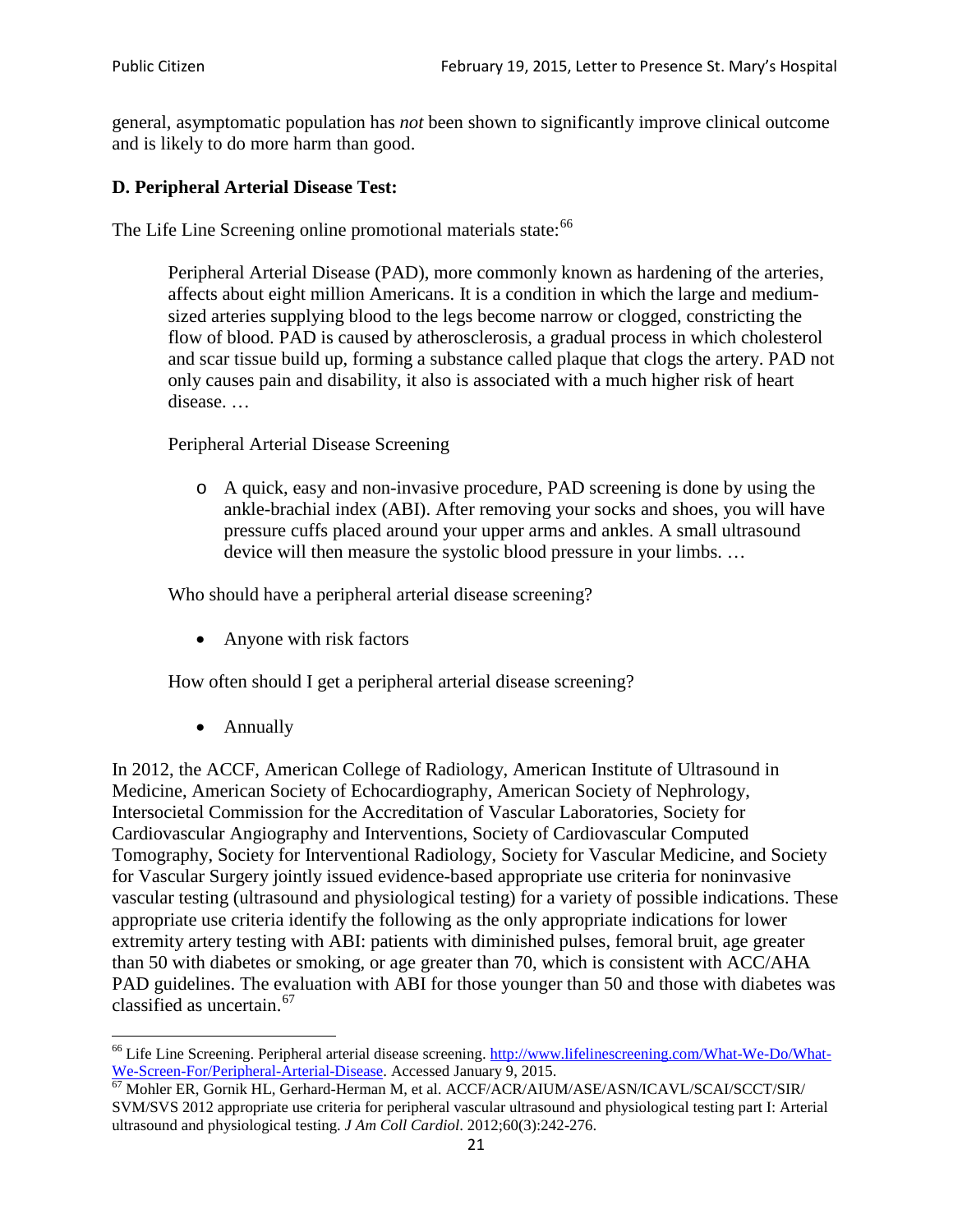general, asymptomatic population has *not* been shown to significantly improve clinical outcome and is likely to do more harm than good.

**D. Peripheral Arterial Disease Test:**

The Life Line Screening online promotional materials state:[66]

> Peripheral Arterial Disease (PAD), more commonly known as hardening of the arteries, affects about eight million Americans. It is a condition in which the large and medium-sized arteries supplying blood to the legs become narrow or clogged, constricting the flow of blood. PAD is caused by atherosclerosis, a gradual process in which cholesterol and scar tissue build up, forming a substance called plaque that clogs the artery. PAD not only causes pain and disability, it also is associated with a much higher risk of heart disease. …
>
> Peripheral Arterial Disease Screening
>
> - A quick, easy and non-invasive procedure, PAD screening is done by using the ankle-brachial index (ABI). After removing your socks and shoes, you will have pressure cuffs placed around your upper arms and ankles. A small ultrasound device will then measure the systolic blood pressure in your limbs. …
>
> Who should have a peripheral arterial disease screening?
>
> - Anyone with risk factors
>
> How often should I get a peripheral arterial disease screening?
>
> - Annually

In 2012, the ACCF, American College of Radiology, American Institute of Ultrasound in Medicine, American Society of Echocardiography, American Society of Nephrology, Intersocietal Commission for the Accreditation of Vascular Laboratories, Society for Cardiovascular Angiography and Interventions, Society of Cardiovascular Computed Tomography, Society for Interventional Radiology, Society for Vascular Medicine, and Society for Vascular Surgery jointly issued evidence-based appropriate use criteria for noninvasive vascular testing (ultrasound and physiological testing) for a variety of possible indications. These appropriate use criteria identify the following as the only appropriate indications for lower extremity artery testing with ABI: patients with diminished pulses, femoral bruit, age greater than 50 with diabetes or smoking, or age greater than 70, which is consistent with ACC/AHA PAD guidelines. The evaluation with ABI for those younger than 50 and those with diabetes was classified as uncertain.[67]

---

[66] Life Line Screening. Peripheral arterial disease screening. http://www.lifelinescreening.com/What-We-Do/What-We-Screen-For/Peripheral-Arterial-Disease. Accessed January 9, 2015.

[67] Mohler ER, Gornik HL, Gerhard-Herman M, et al. ACCF/ACR/AIUM/ASE/ASN/ICAVL/SCAI/SCCT/SIR/SVM/SVS 2012 appropriate use criteria for peripheral vascular ultrasound and physiological testing part I: Arterial ultrasound and physiological testing. *J Am Coll Cardiol*. 2012;60(3):242-276.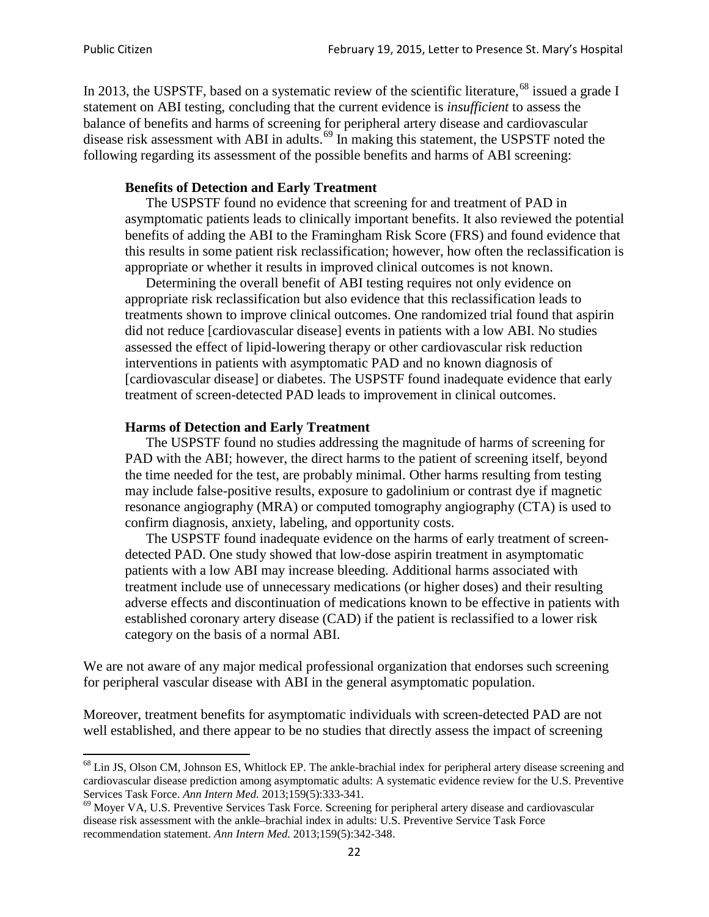In 2013, the USPSTF, based on a systematic review of the scientific literature,[68] issued a grade I statement on ABI testing, concluding that the current evidence is *insufficient* to assess the balance of benefits and harms of screening for peripheral artery disease and cardiovascular disease risk assessment with ABI in adults.[69] In making this statement, the USPSTF noted the following regarding its assessment of the possible benefits and harms of ABI screening:

> **Benefits of Detection and Early Treatment**
>
> The USPSTF found no evidence that screening for and treatment of PAD in asymptomatic patients leads to clinically important benefits. It also reviewed the potential benefits of adding the ABI to the Framingham Risk Score (FRS) and found evidence that this results in some patient risk reclassification; however, how often the reclassification is appropriate or whether it results in improved clinical outcomes is not known.
>
> Determining the overall benefit of ABI testing requires not only evidence on appropriate risk reclassification but also evidence that this reclassification leads to treatments shown to improve clinical outcomes. One randomized trial found that aspirin did not reduce [cardiovascular disease] events in patients with a low ABI. No studies assessed the effect of lipid-lowering therapy or other cardiovascular risk reduction interventions in patients with asymptomatic PAD and no known diagnosis of [cardiovascular disease] or diabetes. The USPSTF found inadequate evidence that early treatment of screen-detected PAD leads to improvement in clinical outcomes.
>
> **Harms of Detection and Early Treatment**
>
> The USPSTF found no studies addressing the magnitude of harms of screening for PAD with the ABI; however, the direct harms to the patient of screening itself, beyond the time needed for the test, are probably minimal. Other harms resulting from testing may include false-positive results, exposure to gadolinium or contrast dye if magnetic resonance angiography (MRA) or computed tomography angiography (CTA) is used to confirm diagnosis, anxiety, labeling, and opportunity costs.
>
> The USPSTF found inadequate evidence on the harms of early treatment of screen-detected PAD. One study showed that low-dose aspirin treatment in asymptomatic patients with a low ABI may increase bleeding. Additional harms associated with treatment include use of unnecessary medications (or higher doses) and their resulting adverse effects and discontinuation of medications known to be effective in patients with established coronary artery disease (CAD) if the patient is reclassified to a lower risk category on the basis of a normal ABI.

We are not aware of any major medical professional organization that endorses such screening for peripheral vascular disease with ABI in the general asymptomatic population.

Moreover, treatment benefits for asymptomatic individuals with screen-detected PAD are not well established, and there appear to be no studies that directly assess the impact of screening

---

[68] Lin JS, Olson CM, Johnson ES, Whitlock EP. The ankle-brachial index for peripheral artery disease screening and cardiovascular disease prediction among asymptomatic adults: A systematic evidence review for the U.S. Preventive Services Task Force. *Ann Intern Med.* 2013;159(5):333-341.

[69] Moyer VA, U.S. Preventive Services Task Force. Screening for peripheral artery disease and cardiovascular disease risk assessment with the ankle–brachial index in adults: U.S. Preventive Service Task Force recommendation statement. *Ann Intern Med.* 2013;159(5):342-348.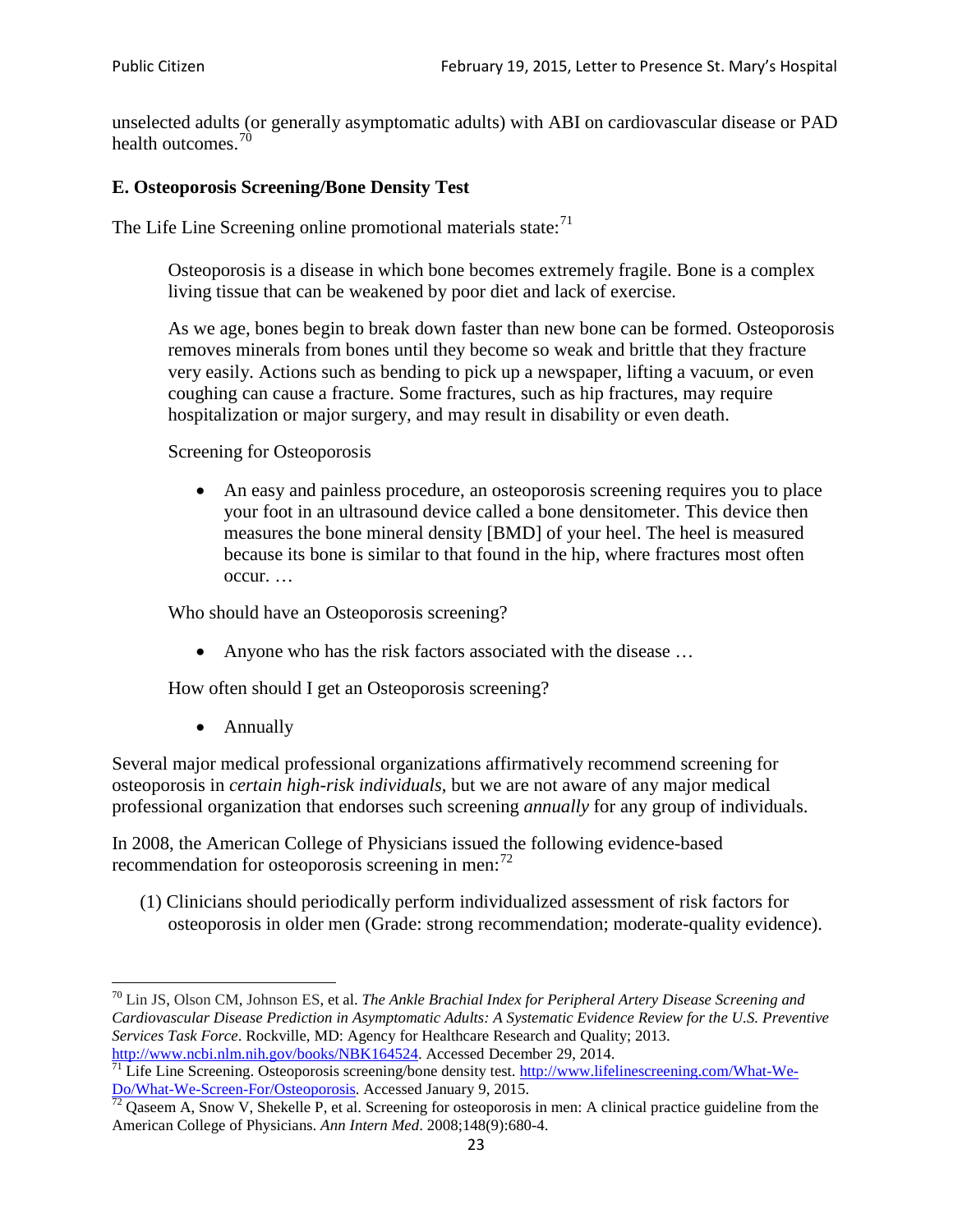unselected adults (or generally asymptomatic adults) with ABI on cardiovascular disease or PAD health outcomes.[70]

### E. Osteoporosis Screening/Bone Density Test

The Life Line Screening online promotional materials state:[71]

> Osteoporosis is a disease in which bone becomes extremely fragile. Bone is a complex living tissue that can be weakened by poor diet and lack of exercise.
>
> As we age, bones begin to break down faster than new bone can be formed. Osteoporosis removes minerals from bones until they become so weak and brittle that they fracture very easily. Actions such as bending to pick up a newspaper, lifting a vacuum, or even coughing can cause a fracture. Some fractures, such as hip fractures, may require hospitalization or major surgery, and may result in disability or even death.
>
> Screening for Osteoporosis
>
> - An easy and painless procedure, an osteoporosis screening requires you to place your foot in an ultrasound device called a bone densitometer. This device then measures the bone mineral density [BMD] of your heel. The heel is measured because its bone is similar to that found in the hip, where fractures most often occur. …
>
> Who should have an Osteoporosis screening?
>
> - Anyone who has the risk factors associated with the disease …
>
> How often should I get an Osteoporosis screening?
>
> - Annually

Several major medical professional organizations affirmatively recommend screening for osteoporosis in *certain high-risk individuals*, but we are not aware of any major medical professional organization that endorses such screening *annually* for any group of individuals.

In 2008, the American College of Physicians issued the following evidence-based recommendation for osteoporosis screening in men:[72]

> (1) Clinicians should periodically perform individualized assessment of risk factors for osteoporosis in older men (Grade: strong recommendation; moderate-quality evidence).

---

[70] Lin JS, Olson CM, Johnson ES, et al. *The Ankle Brachial Index for Peripheral Artery Disease Screening and Cardiovascular Disease Prediction in Asymptomatic Adults: A Systematic Evidence Review for the U.S. Preventive Services Task Force*. Rockville, MD: Agency for Healthcare Research and Quality; 2013. http://www.ncbi.nlm.nih.gov/books/NBK164524. Accessed December 29, 2014.

[71] Life Line Screening. Osteoporosis screening/bone density test. http://www.lifelinescreening.com/What-We-Do/What-We-Screen-For/Osteoporosis. Accessed January 9, 2015.

[72] Qaseem A, Snow V, Shekelle P, et al. Screening for osteoporosis in men: A clinical practice guideline from the American College of Physicians. *Ann Intern Med*. 2008;148(9):680-4.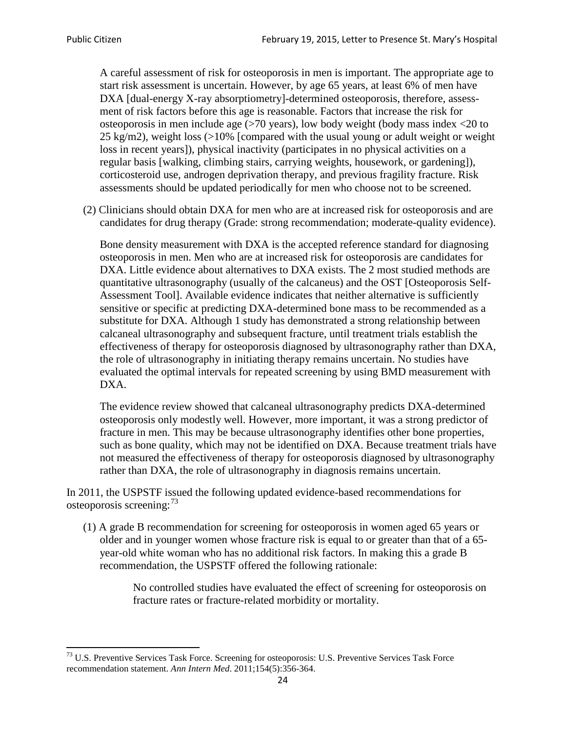A careful assessment of risk for osteoporosis in men is important. The appropriate age to start risk assessment is uncertain. However, by age 65 years, at least 6% of men have DXA [dual-energy X-ray absorptiometry]-determined osteoporosis, therefore, assessment of risk factors before this age is reasonable. Factors that increase the risk for osteoporosis in men include age (>70 years), low body weight (body mass index <20 to 25 kg/m2), weight loss (>10% [compared with the usual young or adult weight or weight loss in recent years]), physical inactivity (participates in no physical activities on a regular basis [walking, climbing stairs, carrying weights, housework, or gardening]), corticosteroid use, androgen deprivation therapy, and previous fragility fracture. Risk assessments should be updated periodically for men who choose not to be screened.

(2) Clinicians should obtain DXA for men who are at increased risk for osteoporosis and are candidates for drug therapy (Grade: strong recommendation; moderate-quality evidence).

Bone density measurement with DXA is the accepted reference standard for diagnosing osteoporosis in men. Men who are at increased risk for osteoporosis are candidates for DXA. Little evidence about alternatives to DXA exists. The 2 most studied methods are quantitative ultrasonography (usually of the calcaneus) and the OST [Osteoporosis Self-Assessment Tool]. Available evidence indicates that neither alternative is sufficiently sensitive or specific at predicting DXA-determined bone mass to be recommended as a substitute for DXA. Although 1 study has demonstrated a strong relationship between calcaneal ultrasonography and subsequent fracture, until treatment trials establish the effectiveness of therapy for osteoporosis diagnosed by ultrasonography rather than DXA, the role of ultrasonography in initiating therapy remains uncertain. No studies have evaluated the optimal intervals for repeated screening by using BMD measurement with DXA.

The evidence review showed that calcaneal ultrasonography predicts DXA-determined osteoporosis only modestly well. However, more important, it was a strong predictor of fracture in men. This may be because ultrasonography identifies other bone properties, such as bone quality, which may not be identified on DXA. Because treatment trials have not measured the effectiveness of therapy for osteoporosis diagnosed by ultrasonography rather than DXA, the role of ultrasonography in diagnosis remains uncertain.

In 2011, the USPSTF issued the following updated evidence-based recommendations for osteoporosis screening:[73]

(1) A grade B recommendation for screening for osteoporosis in women aged 65 years or older and in younger women whose fracture risk is equal to or greater than that of a 65-year-old white woman who has no additional risk factors. In making this a grade B recommendation, the USPSTF offered the following rationale:

> No controlled studies have evaluated the effect of screening for osteoporosis on fracture rates or fracture-related morbidity or mortality.

---

[73] U.S. Preventive Services Task Force. Screening for osteoporosis: U.S. Preventive Services Task Force recommendation statement. *Ann Intern Med*. 2011;154(5):356-364.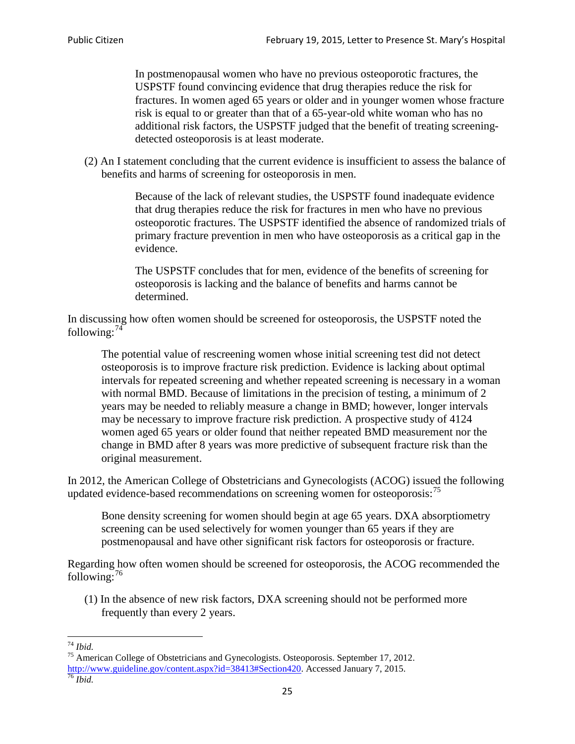> In postmenopausal women who have no previous osteoporotic fractures, the USPSTF found convincing evidence that drug therapies reduce the risk for fractures. In women aged 65 years or older and in younger women whose fracture risk is equal to or greater than that of a 65-year-old white woman who has no additional risk factors, the USPSTF judged that the benefit of treating screening-detected osteoporosis is at least moderate.

(2) An I statement concluding that the current evidence is insufficient to assess the balance of benefits and harms of screening for osteoporosis in men.

> Because of the lack of relevant studies, the USPSTF found inadequate evidence that drug therapies reduce the risk for fractures in men who have no previous osteoporotic fractures. The USPSTF identified the absence of randomized trials of primary fracture prevention in men who have osteoporosis as a critical gap in the evidence.
>
> The USPSTF concludes that for men, evidence of the benefits of screening for osteoporosis is lacking and the balance of benefits and harms cannot be determined.

In discussing how often women should be screened for osteoporosis, the USPSTF noted the following:[74]

> The potential value of rescreening women whose initial screening test did not detect osteoporosis is to improve fracture risk prediction. Evidence is lacking about optimal intervals for repeated screening and whether repeated screening is necessary in a woman with normal BMD. Because of limitations in the precision of testing, a minimum of 2 years may be needed to reliably measure a change in BMD; however, longer intervals may be necessary to improve fracture risk prediction. A prospective study of 4124 women aged 65 years or older found that neither repeated BMD measurement nor the change in BMD after 8 years was more predictive of subsequent fracture risk than the original measurement.

In 2012, the American College of Obstetricians and Gynecologists (ACOG) issued the following updated evidence-based recommendations on screening women for osteoporosis:[75]

> Bone density screening for women should begin at age 65 years. DXA absorptiometry screening can be used selectively for women younger than 65 years if they are postmenopausal and have other significant risk factors for osteoporosis or fracture.

Regarding how often women should be screened for osteoporosis, the ACOG recommended the following:[76]

(1) In the absence of new risk factors, DXA screening should not be performed more frequently than every 2 years.

---

[74] *Ibid.*

[75] American College of Obstetricians and Gynecologists. Osteoporosis. September 17, 2012. http://www.guideline.gov/content.aspx?id=38413#Section420. Accessed January 7, 2015.

[76] *Ibid.*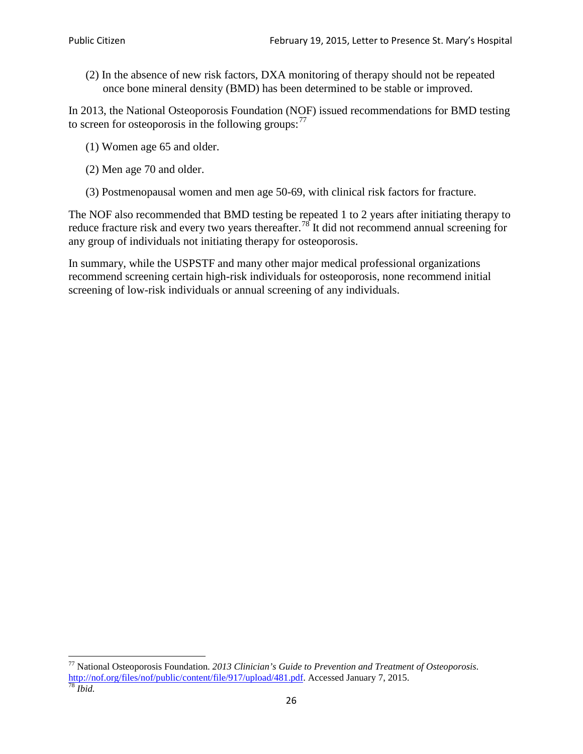(2) In the absence of new risk factors, DXA monitoring of therapy should not be repeated once bone mineral density (BMD) has been determined to be stable or improved.

In 2013, the National Osteoporosis Foundation (NOF) issued recommendations for BMD testing to screen for osteoporosis in the following groups:[77]

(1) Women age 65 and older.

(2) Men age 70 and older.

(3) Postmenopausal women and men age 50-69, with clinical risk factors for fracture.

The NOF also recommended that BMD testing be repeated 1 to 2 years after initiating therapy to reduce fracture risk and every two years thereafter.[78] It did not recommend annual screening for any group of individuals not initiating therapy for osteoporosis.

In summary, while the USPSTF and many other major medical professional organizations recommend screening certain high-risk individuals for osteoporosis, none recommend initial screening of low-risk individuals or annual screening of any individuals.

---

[77] National Osteoporosis Foundation. *2013 Clinician's Guide to Prevention and Treatment of Osteoporosis.* http://nof.org/files/nof/public/content/file/917/upload/481.pdf. Accessed January 7, 2015.

[78] *Ibid.*